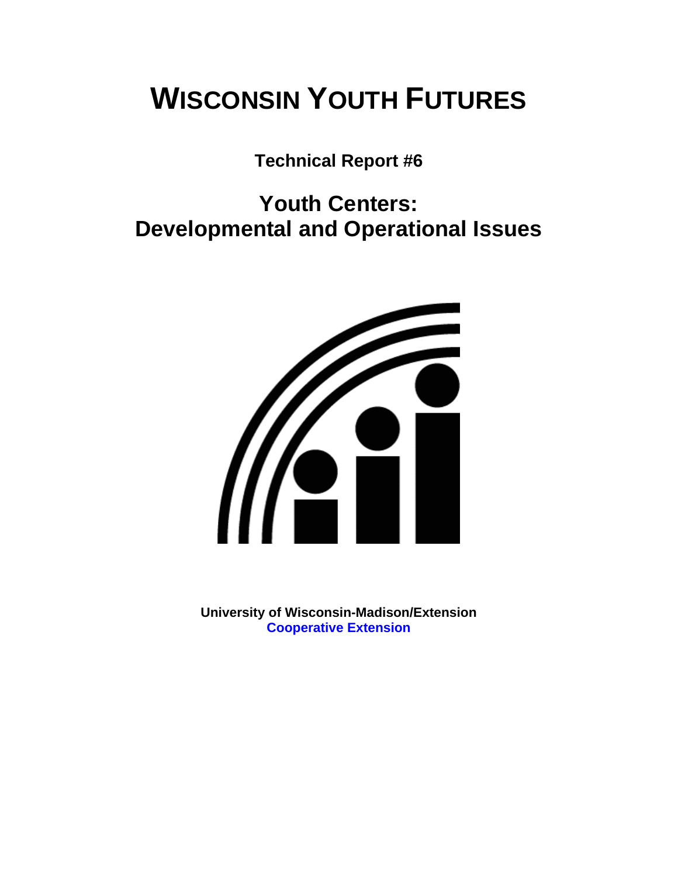# WISCONSIN YOUTH FUTURES

**Technical Report #6**

## Youth Centers:
## Developmental and Operational Issues

**University of Wisconsin-Madison/Extension**
**Cooperative Extension**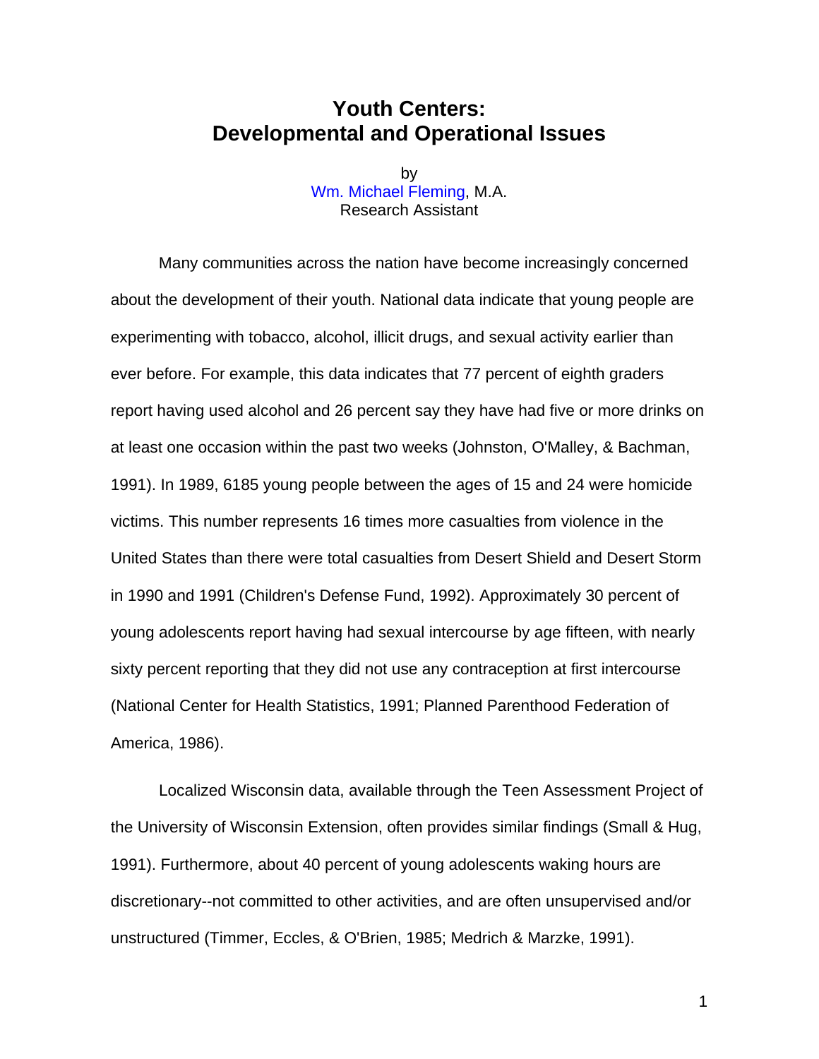# Youth Centers: Developmental and Operational Issues

by
Wm. Michael Fleming, M.A.
Research Assistant

Many communities across the nation have become increasingly concerned about the development of their youth. National data indicate that young people are experimenting with tobacco, alcohol, illicit drugs, and sexual activity earlier than ever before. For example, this data indicates that 77 percent of eighth graders report having used alcohol and 26 percent say they have had five or more drinks on at least one occasion within the past two weeks (Johnston, O'Malley, & Bachman, 1991). In 1989, 6185 young people between the ages of 15 and 24 were homicide victims. This number represents 16 times more casualties from violence in the United States than there were total casualties from Desert Shield and Desert Storm in 1990 and 1991 (Children's Defense Fund, 1992). Approximately 30 percent of young adolescents report having had sexual intercourse by age fifteen, with nearly sixty percent reporting that they did not use any contraception at first intercourse (National Center for Health Statistics, 1991; Planned Parenthood Federation of America, 1986).

Localized Wisconsin data, available through the Teen Assessment Project of the University of Wisconsin Extension, often provides similar findings (Small & Hug, 1991). Furthermore, about 40 percent of young adolescents waking hours are discretionary--not committed to other activities, and are often unsupervised and/or unstructured (Timmer, Eccles, & O'Brien, 1985; Medrich & Marzke, 1991).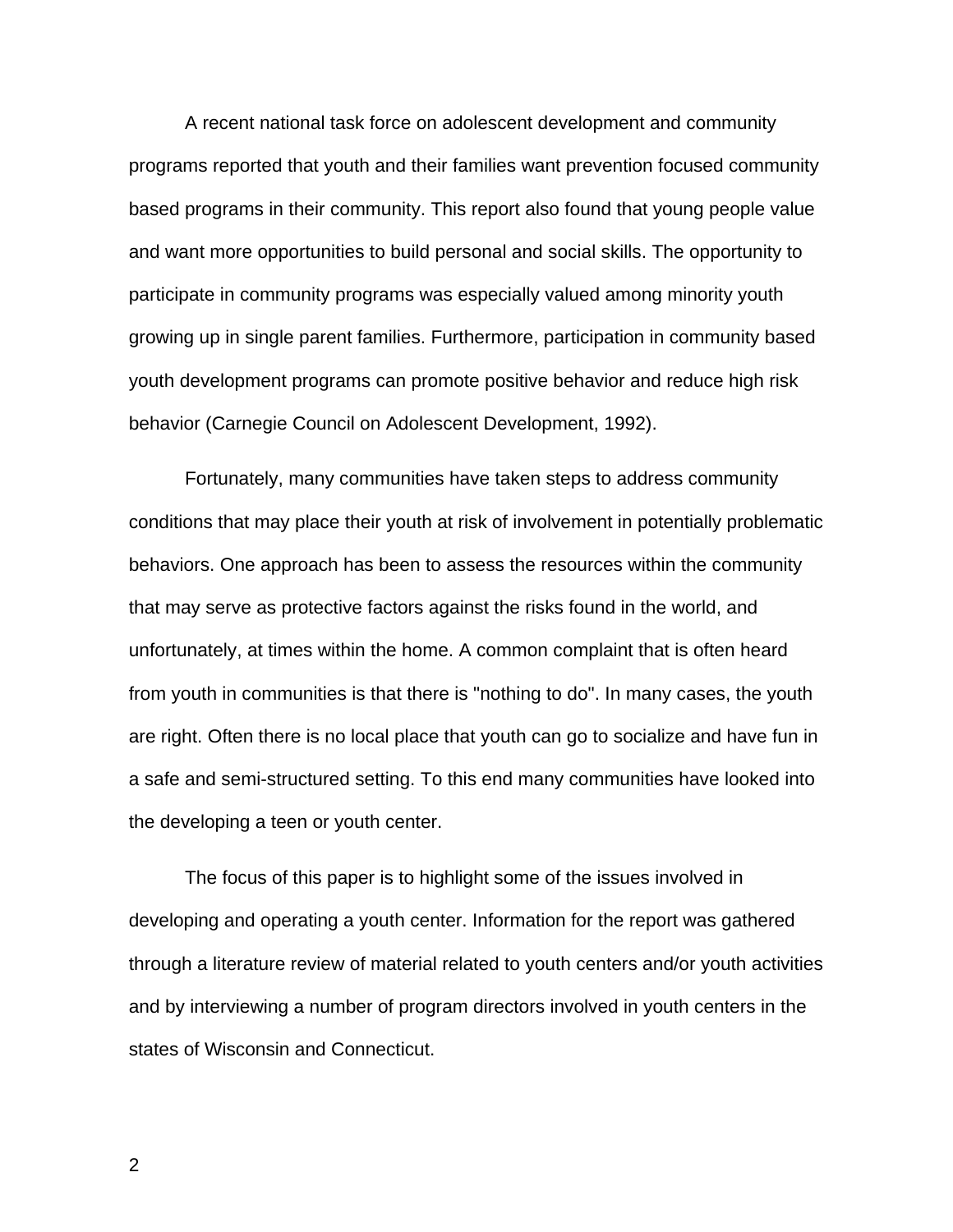A recent national task force on adolescent development and community programs reported that youth and their families want prevention focused community based programs in their community. This report also found that young people value and want more opportunities to build personal and social skills. The opportunity to participate in community programs was especially valued among minority youth growing up in single parent families. Furthermore, participation in community based youth development programs can promote positive behavior and reduce high risk behavior (Carnegie Council on Adolescent Development, 1992).

Fortunately, many communities have taken steps to address community conditions that may place their youth at risk of involvement in potentially problematic behaviors. One approach has been to assess the resources within the community that may serve as protective factors against the risks found in the world, and unfortunately, at times within the home. A common complaint that is often heard from youth in communities is that there is "nothing to do". In many cases, the youth are right. Often there is no local place that youth can go to socialize and have fun in a safe and semi-structured setting. To this end many communities have looked into the developing a teen or youth center.

The focus of this paper is to highlight some of the issues involved in developing and operating a youth center. Information for the report was gathered through a literature review of material related to youth centers and/or youth activities and by interviewing a number of program directors involved in youth centers in the states of Wisconsin and Connecticut.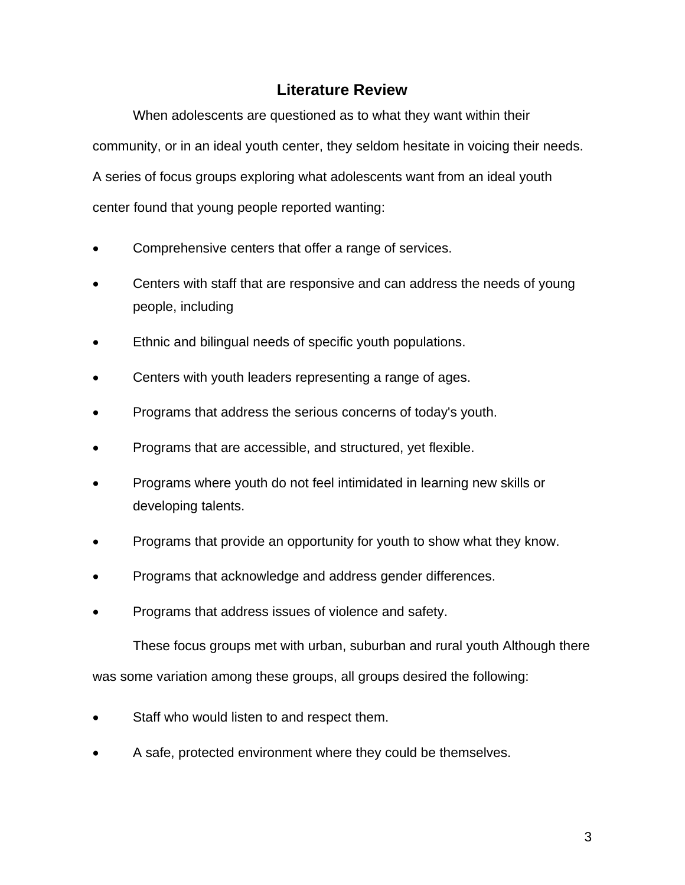## Literature Review

When adolescents are questioned as to what they want within their community, or in an ideal youth center, they seldom hesitate in voicing their needs. A series of focus groups exploring what adolescents want from an ideal youth center found that young people reported wanting:

- Comprehensive centers that offer a range of services.
- Centers with staff that are responsive and can address the needs of young people, including
- Ethnic and bilingual needs of specific youth populations.
- Centers with youth leaders representing a range of ages.
- Programs that address the serious concerns of today's youth.
- Programs that are accessible, and structured, yet flexible.
- Programs where youth do not feel intimidated in learning new skills or developing talents.
- Programs that provide an opportunity for youth to show what they know.
- Programs that acknowledge and address gender differences.
- Programs that address issues of violence and safety.

These focus groups met with urban, suburban and rural youth Although there was some variation among these groups, all groups desired the following:

- Staff who would listen to and respect them.
- A safe, protected environment where they could be themselves.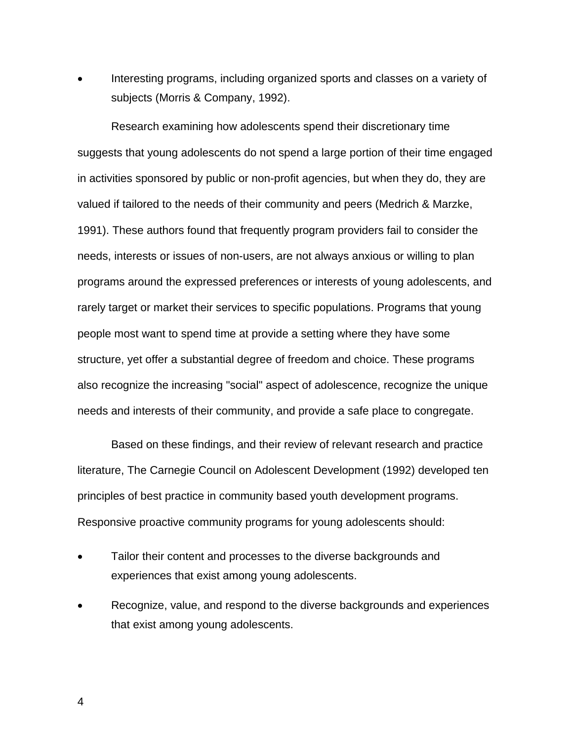- Interesting programs, including organized sports and classes on a variety of subjects (Morris & Company, 1992).

Research examining how adolescents spend their discretionary time suggests that young adolescents do not spend a large portion of their time engaged in activities sponsored by public or non-profit agencies, but when they do, they are valued if tailored to the needs of their community and peers (Medrich & Marzke, 1991). These authors found that frequently program providers fail to consider the needs, interests or issues of non-users, are not always anxious or willing to plan programs around the expressed preferences or interests of young adolescents, and rarely target or market their services to specific populations. Programs that young people most want to spend time at provide a setting where they have some structure, yet offer a substantial degree of freedom and choice. These programs also recognize the increasing "social" aspect of adolescence, recognize the unique needs and interests of their community, and provide a safe place to congregate.

Based on these findings, and their review of relevant research and practice literature, The Carnegie Council on Adolescent Development (1992) developed ten principles of best practice in community based youth development programs. Responsive proactive community programs for young adolescents should:

- Tailor their content and processes to the diverse backgrounds and experiences that exist among young adolescents.
- Recognize, value, and respond to the diverse backgrounds and experiences that exist among young adolescents.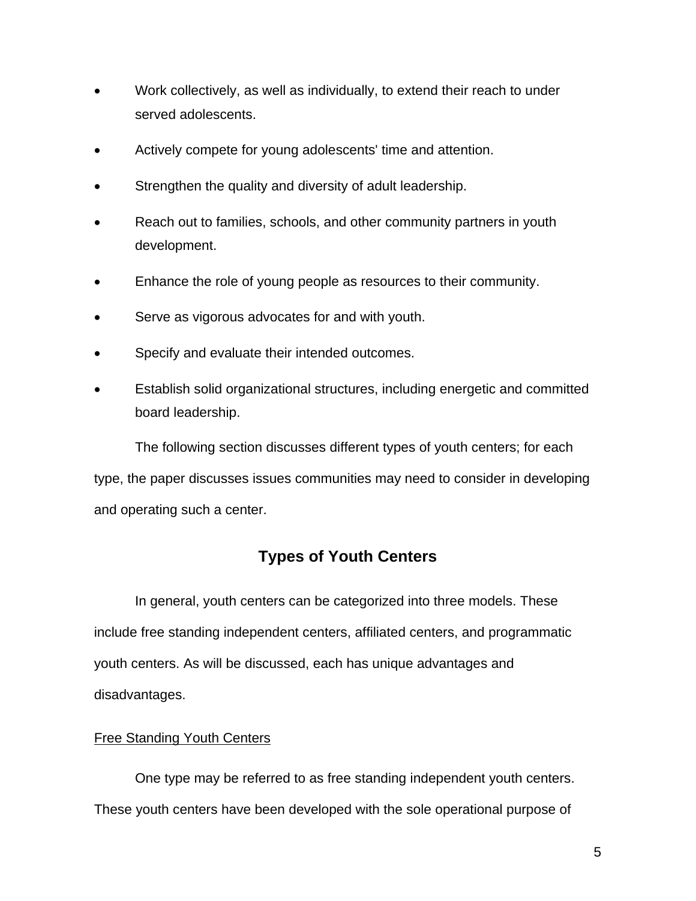- Work collectively, as well as individually, to extend their reach to under served adolescents.
- Actively compete for young adolescents' time and attention.
- Strengthen the quality and diversity of adult leadership.
- Reach out to families, schools, and other community partners in youth development.
- Enhance the role of young people as resources to their community.
- Serve as vigorous advocates for and with youth.
- Specify and evaluate their intended outcomes.
- Establish solid organizational structures, including energetic and committed board leadership.

The following section discusses different types of youth centers; for each type, the paper discusses issues communities may need to consider in developing and operating such a center.

## Types of Youth Centers

In general, youth centers can be categorized into three models. These include free standing independent centers, affiliated centers, and programmatic youth centers. As will be discussed, each has unique advantages and disadvantages.

### Free Standing Youth Centers

One type may be referred to as free standing independent youth centers. These youth centers have been developed with the sole operational purpose of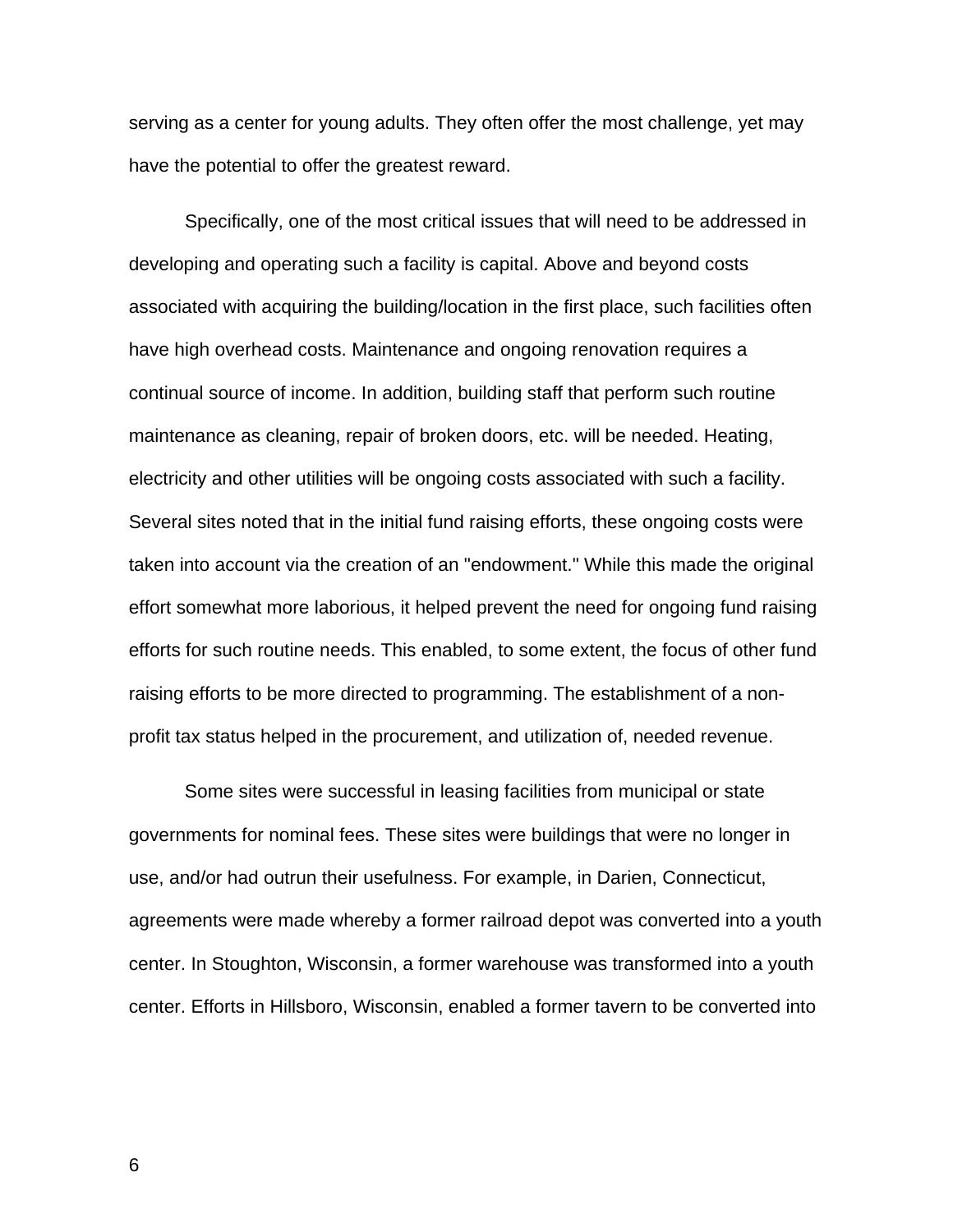serving as a center for young adults. They often offer the most challenge, yet may have the potential to offer the greatest reward.

Specifically, one of the most critical issues that will need to be addressed in developing and operating such a facility is capital. Above and beyond costs associated with acquiring the building/location in the first place, such facilities often have high overhead costs. Maintenance and ongoing renovation requires a continual source of income. In addition, building staff that perform such routine maintenance as cleaning, repair of broken doors, etc. will be needed. Heating, electricity and other utilities will be ongoing costs associated with such a facility. Several sites noted that in the initial fund raising efforts, these ongoing costs were taken into account via the creation of an "endowment." While this made the original effort somewhat more laborious, it helped prevent the need for ongoing fund raising efforts for such routine needs. This enabled, to some extent, the focus of other fund raising efforts to be more directed to programming. The establishment of a non-profit tax status helped in the procurement, and utilization of, needed revenue.

Some sites were successful in leasing facilities from municipal or state governments for nominal fees. These sites were buildings that were no longer in use, and/or had outrun their usefulness. For example, in Darien, Connecticut, agreements were made whereby a former railroad depot was converted into a youth center. In Stoughton, Wisconsin, a former warehouse was transformed into a youth center. Efforts in Hillsboro, Wisconsin, enabled a former tavern to be converted into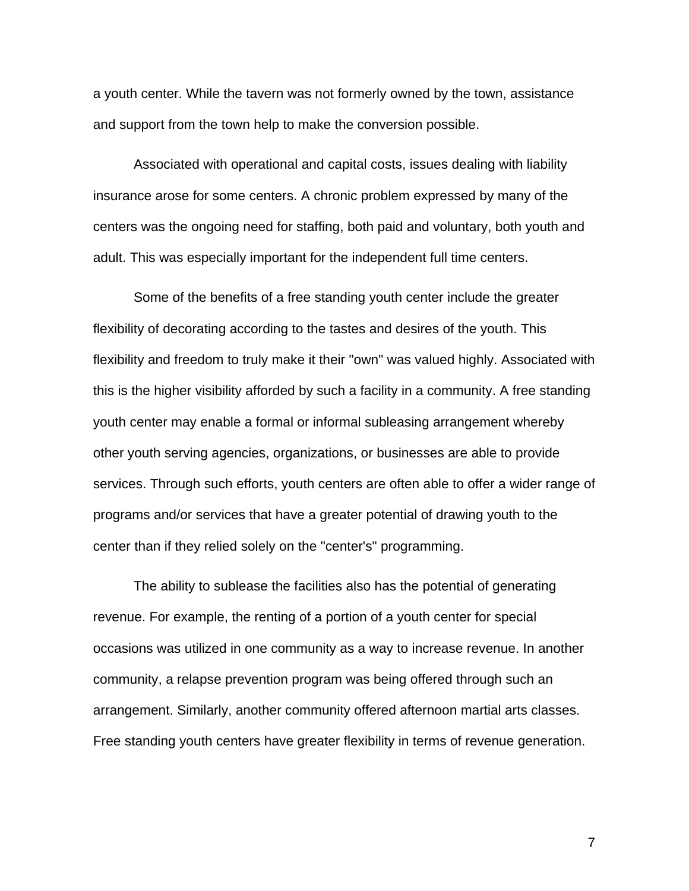a youth center. While the tavern was not formerly owned by the town, assistance and support from the town help to make the conversion possible.

Associated with operational and capital costs, issues dealing with liability insurance arose for some centers. A chronic problem expressed by many of the centers was the ongoing need for staffing, both paid and voluntary, both youth and adult. This was especially important for the independent full time centers.

Some of the benefits of a free standing youth center include the greater flexibility of decorating according to the tastes and desires of the youth. This flexibility and freedom to truly make it their "own" was valued highly. Associated with this is the higher visibility afforded by such a facility in a community. A free standing youth center may enable a formal or informal subleasing arrangement whereby other youth serving agencies, organizations, or businesses are able to provide services. Through such efforts, youth centers are often able to offer a wider range of programs and/or services that have a greater potential of drawing youth to the center than if they relied solely on the "center's" programming.

The ability to sublease the facilities also has the potential of generating revenue. For example, the renting of a portion of a youth center for special occasions was utilized in one community as a way to increase revenue. In another community, a relapse prevention program was being offered through such an arrangement. Similarly, another community offered afternoon martial arts classes. Free standing youth centers have greater flexibility in terms of revenue generation.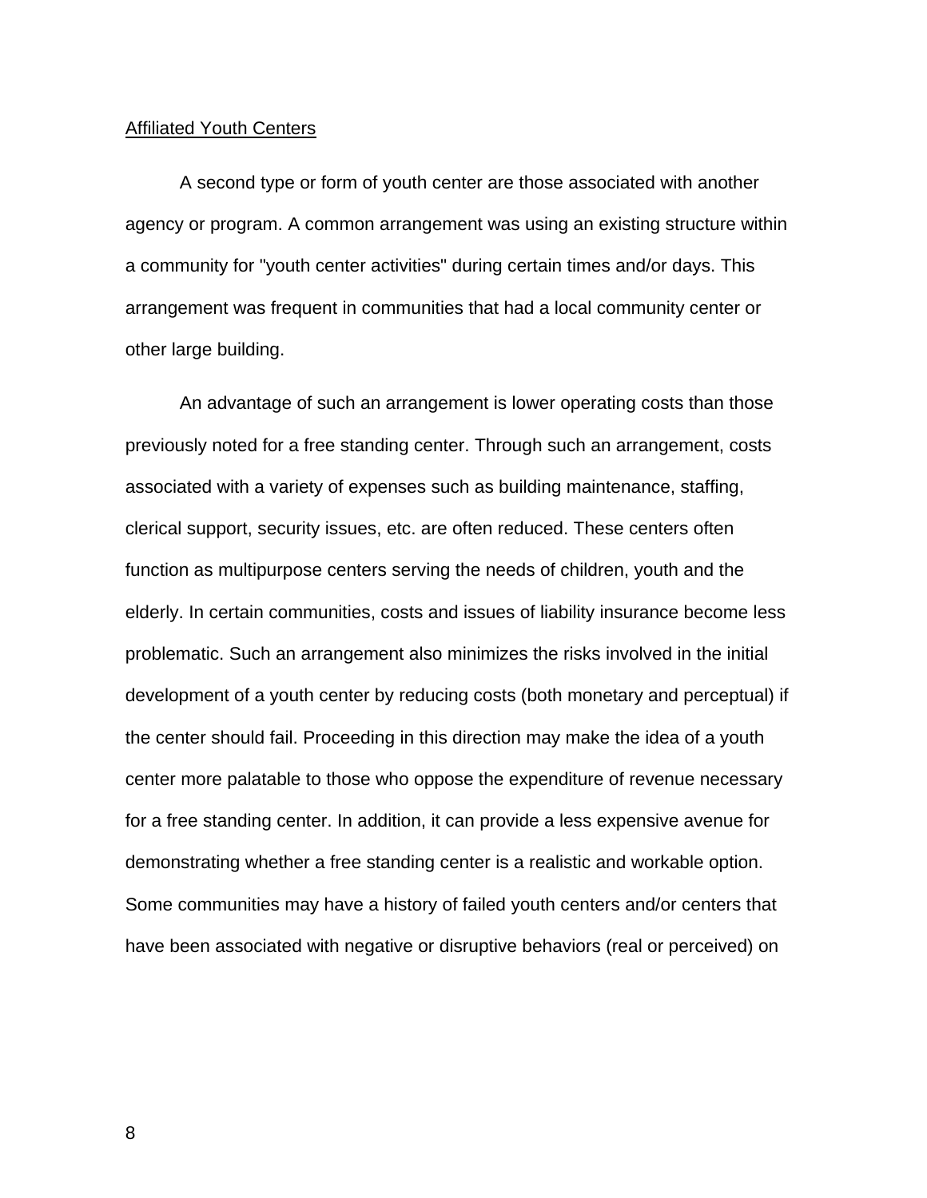<u>Affiliated Youth Centers</u>

A second type or form of youth center are those associated with another agency or program. A common arrangement was using an existing structure within a community for "youth center activities" during certain times and/or days. This arrangement was frequent in communities that had a local community center or other large building.

An advantage of such an arrangement is lower operating costs than those previously noted for a free standing center. Through such an arrangement, costs associated with a variety of expenses such as building maintenance, staffing, clerical support, security issues, etc. are often reduced. These centers often function as multipurpose centers serving the needs of children, youth and the elderly. In certain communities, costs and issues of liability insurance become less problematic. Such an arrangement also minimizes the risks involved in the initial development of a youth center by reducing costs (both monetary and perceptual) if the center should fail. Proceeding in this direction may make the idea of a youth center more palatable to those who oppose the expenditure of revenue necessary for a free standing center. In addition, it can provide a less expensive avenue for demonstrating whether a free standing center is a realistic and workable option. Some communities may have a history of failed youth centers and/or centers that have been associated with negative or disruptive behaviors (real or perceived) on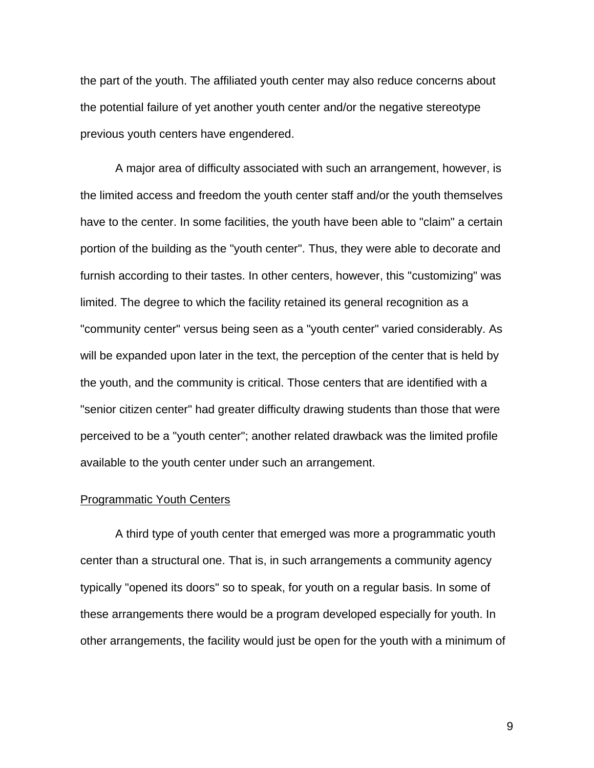the part of the youth. The affiliated youth center may also reduce concerns about the potential failure of yet another youth center and/or the negative stereotype previous youth centers have engendered.

A major area of difficulty associated with such an arrangement, however, is the limited access and freedom the youth center staff and/or the youth themselves have to the center. In some facilities, the youth have been able to "claim" a certain portion of the building as the "youth center". Thus, they were able to decorate and furnish according to their tastes. In other centers, however, this "customizing" was limited. The degree to which the facility retained its general recognition as a "community center" versus being seen as a "youth center" varied considerably. As will be expanded upon later in the text, the perception of the center that is held by the youth, and the community is critical. Those centers that are identified with a "senior citizen center" had greater difficulty drawing students than those that were perceived to be a "youth center"; another related drawback was the limited profile available to the youth center under such an arrangement.

<u>Programmatic Youth Centers</u>

A third type of youth center that emerged was more a programmatic youth center than a structural one. That is, in such arrangements a community agency typically "opened its doors" so to speak, for youth on a regular basis. In some of these arrangements there would be a program developed especially for youth. In other arrangements, the facility would just be open for the youth with a minimum of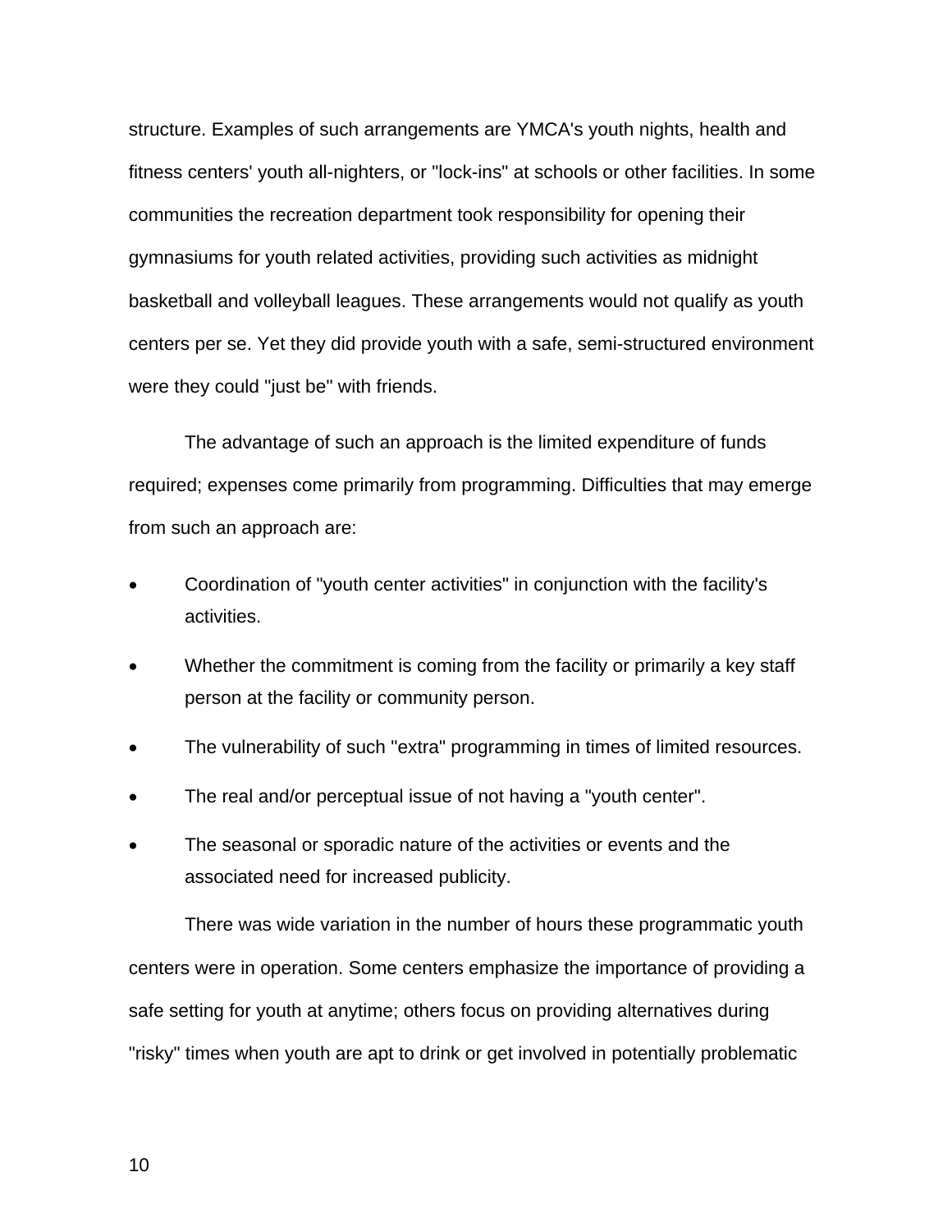structure. Examples of such arrangements are YMCA's youth nights, health and fitness centers' youth all-nighters, or "lock-ins" at schools or other facilities. In some communities the recreation department took responsibility for opening their gymnasiums for youth related activities, providing such activities as midnight basketball and volleyball leagues. These arrangements would not qualify as youth centers per se. Yet they did provide youth with a safe, semi-structured environment were they could "just be" with friends.

The advantage of such an approach is the limited expenditure of funds required; expenses come primarily from programming. Difficulties that may emerge from such an approach are:

- Coordination of "youth center activities" in conjunction with the facility's activities.
- Whether the commitment is coming from the facility or primarily a key staff person at the facility or community person.
- The vulnerability of such "extra" programming in times of limited resources.
- The real and/or perceptual issue of not having a "youth center".
- The seasonal or sporadic nature of the activities or events and the associated need for increased publicity.

There was wide variation in the number of hours these programmatic youth centers were in operation. Some centers emphasize the importance of providing a safe setting for youth at anytime; others focus on providing alternatives during "risky" times when youth are apt to drink or get involved in potentially problematic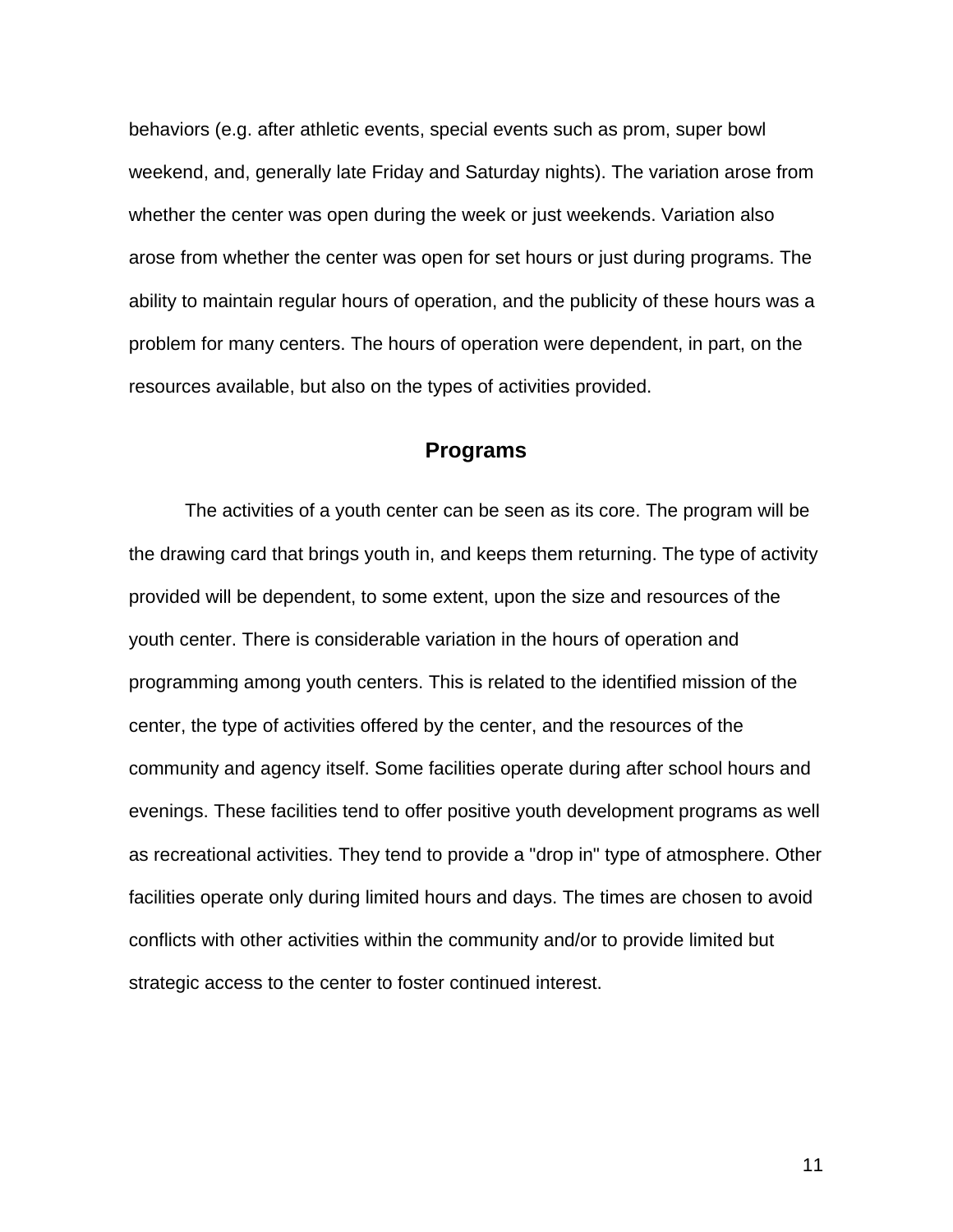behaviors (e.g. after athletic events, special events such as prom, super bowl weekend, and, generally late Friday and Saturday nights). The variation arose from whether the center was open during the week or just weekends. Variation also arose from whether the center was open for set hours or just during programs. The ability to maintain regular hours of operation, and the publicity of these hours was a problem for many centers. The hours of operation were dependent, in part, on the resources available, but also on the types of activities provided.

## Programs

The activities of a youth center can be seen as its core. The program will be the drawing card that brings youth in, and keeps them returning. The type of activity provided will be dependent, to some extent, upon the size and resources of the youth center. There is considerable variation in the hours of operation and programming among youth centers. This is related to the identified mission of the center, the type of activities offered by the center, and the resources of the community and agency itself. Some facilities operate during after school hours and evenings. These facilities tend to offer positive youth development programs as well as recreational activities. They tend to provide a "drop in" type of atmosphere. Other facilities operate only during limited hours and days. The times are chosen to avoid conflicts with other activities within the community and/or to provide limited but strategic access to the center to foster continued interest.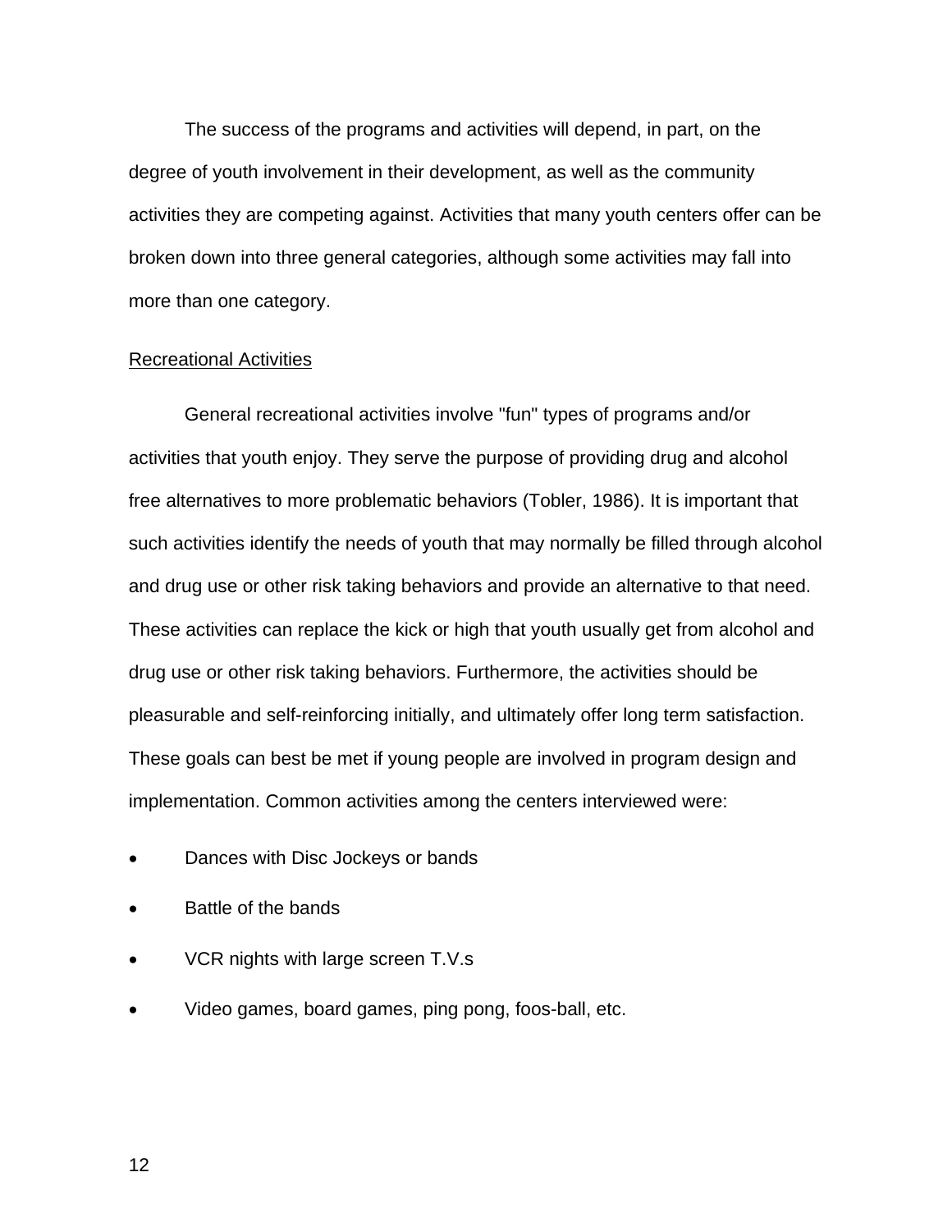The success of the programs and activities will depend, in part, on the degree of youth involvement in their development, as well as the community activities they are competing against. Activities that many youth centers offer can be broken down into three general categories, although some activities may fall into more than one category.

<u>Recreational Activities</u>

General recreational activities involve "fun" types of programs and/or activities that youth enjoy. They serve the purpose of providing drug and alcohol free alternatives to more problematic behaviors (Tobler, 1986). It is important that such activities identify the needs of youth that may normally be filled through alcohol and drug use or other risk taking behaviors and provide an alternative to that need. These activities can replace the kick or high that youth usually get from alcohol and drug use or other risk taking behaviors. Furthermore, the activities should be pleasurable and self-reinforcing initially, and ultimately offer long term satisfaction. These goals can best be met if young people are involved in program design and implementation. Common activities among the centers interviewed were:

- Dances with Disc Jockeys or bands
- Battle of the bands
- VCR nights with large screen T.V.s
- Video games, board games, ping pong, foos-ball, etc.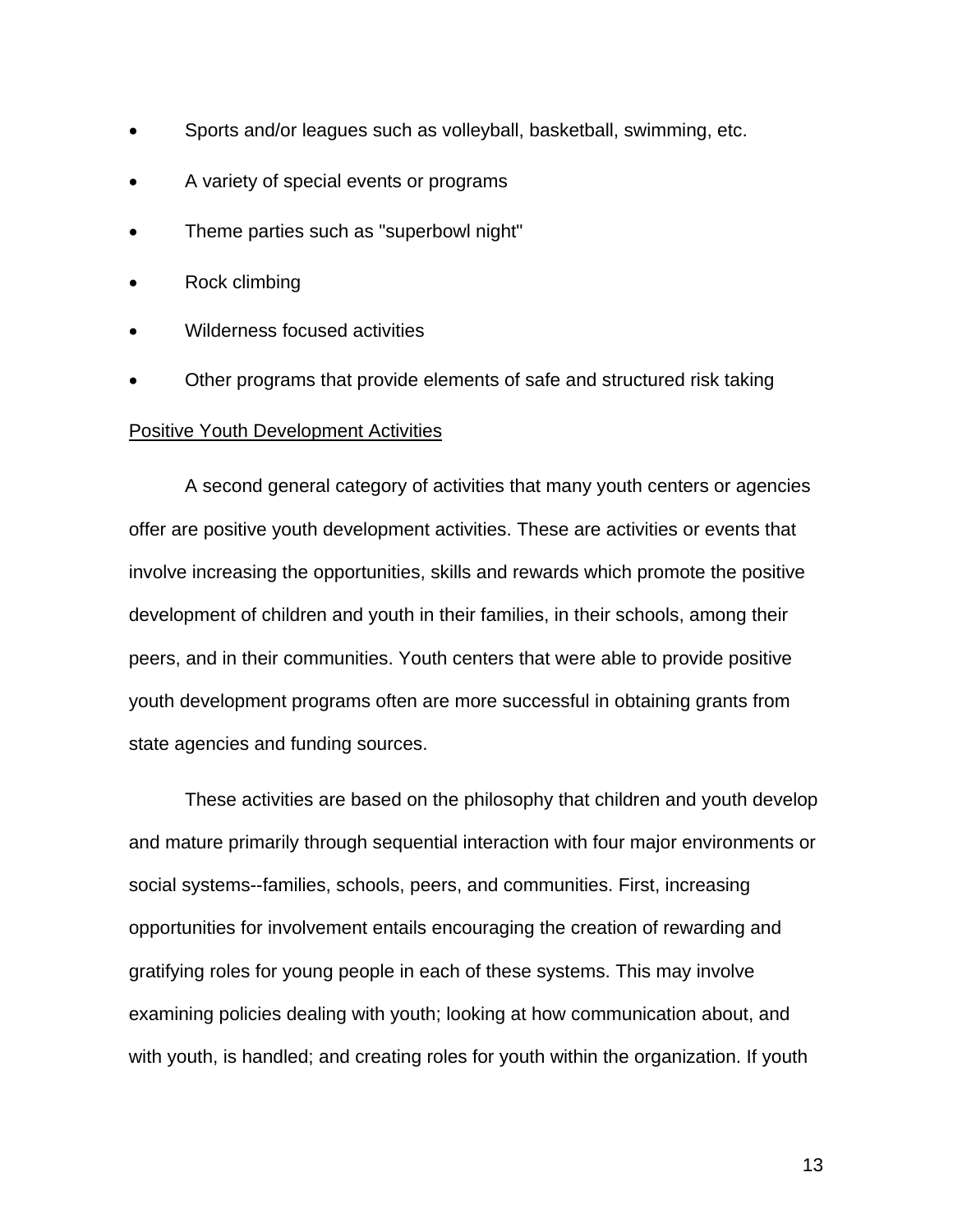- Sports and/or leagues such as volleyball, basketball, swimming, etc.
- A variety of special events or programs
- Theme parties such as "superbowl night"
- Rock climbing
- Wilderness focused activities
- Other programs that provide elements of safe and structured risk taking

<u>Positive Youth Development Activities</u>

A second general category of activities that many youth centers or agencies offer are positive youth development activities. These are activities or events that involve increasing the opportunities, skills and rewards which promote the positive development of children and youth in their families, in their schools, among their peers, and in their communities. Youth centers that were able to provide positive youth development programs often are more successful in obtaining grants from state agencies and funding sources.

These activities are based on the philosophy that children and youth develop and mature primarily through sequential interaction with four major environments or social systems--families, schools, peers, and communities. First, increasing opportunities for involvement entails encouraging the creation of rewarding and gratifying roles for young people in each of these systems. This may involve examining policies dealing with youth; looking at how communication about, and with youth, is handled; and creating roles for youth within the organization. If youth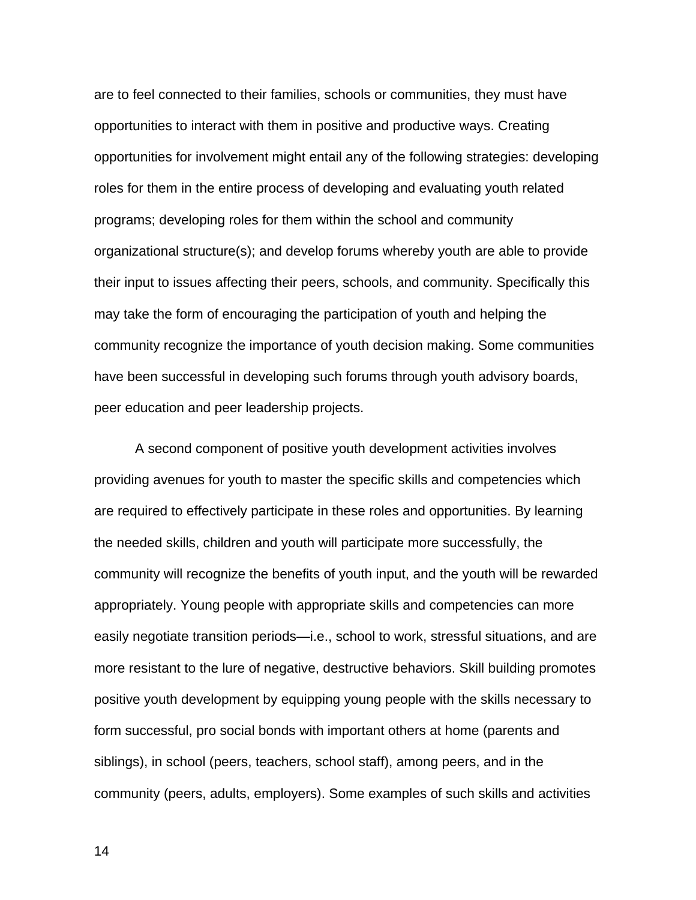are to feel connected to their families, schools or communities, they must have opportunities to interact with them in positive and productive ways. Creating opportunities for involvement might entail any of the following strategies: developing roles for them in the entire process of developing and evaluating youth related programs; developing roles for them within the school and community organizational structure(s); and develop forums whereby youth are able to provide their input to issues affecting their peers, schools, and community. Specifically this may take the form of encouraging the participation of youth and helping the community recognize the importance of youth decision making. Some communities have been successful in developing such forums through youth advisory boards, peer education and peer leadership projects.

A second component of positive youth development activities involves providing avenues for youth to master the specific skills and competencies which are required to effectively participate in these roles and opportunities. By learning the needed skills, children and youth will participate more successfully, the community will recognize the benefits of youth input, and the youth will be rewarded appropriately. Young people with appropriate skills and competencies can more easily negotiate transition periods—i.e., school to work, stressful situations, and are more resistant to the lure of negative, destructive behaviors. Skill building promotes positive youth development by equipping young people with the skills necessary to form successful, pro social bonds with important others at home (parents and siblings), in school (peers, teachers, school staff), among peers, and in the community (peers, adults, employers). Some examples of such skills and activities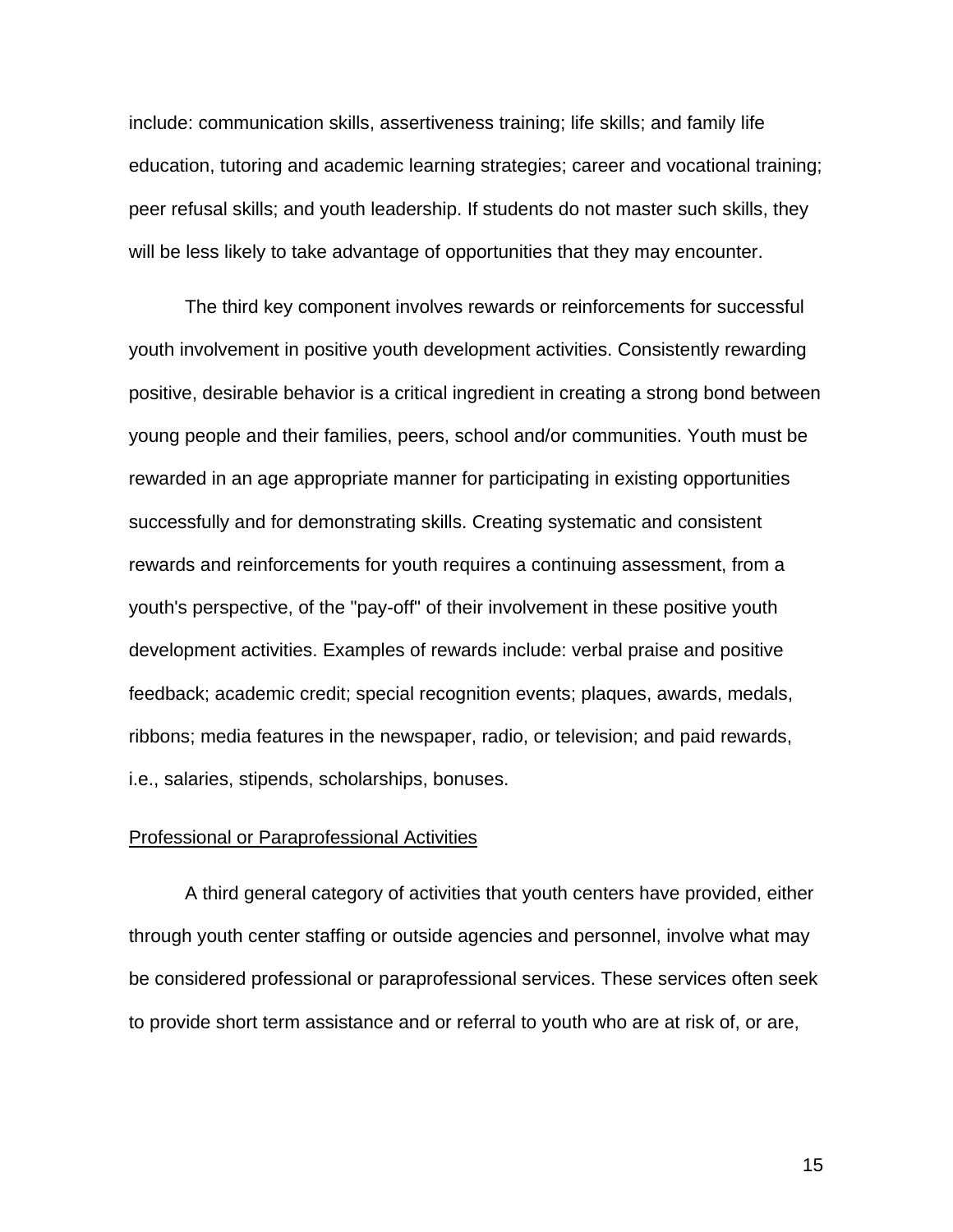include: communication skills, assertiveness training; life skills; and family life education, tutoring and academic learning strategies; career and vocational training; peer refusal skills; and youth leadership. If students do not master such skills, they will be less likely to take advantage of opportunities that they may encounter.

The third key component involves rewards or reinforcements for successful youth involvement in positive youth development activities. Consistently rewarding positive, desirable behavior is a critical ingredient in creating a strong bond between young people and their families, peers, school and/or communities. Youth must be rewarded in an age appropriate manner for participating in existing opportunities successfully and for demonstrating skills. Creating systematic and consistent rewards and reinforcements for youth requires a continuing assessment, from a youth's perspective, of the "pay-off" of their involvement in these positive youth development activities. Examples of rewards include: verbal praise and positive feedback; academic credit; special recognition events; plaques, awards, medals, ribbons; media features in the newspaper, radio, or television; and paid rewards, i.e., salaries, stipends, scholarships, bonuses.

<u>Professional or Paraprofessional Activities</u>

A third general category of activities that youth centers have provided, either through youth center staffing or outside agencies and personnel, involve what may be considered professional or paraprofessional services. These services often seek to provide short term assistance and or referral to youth who are at risk of, or are,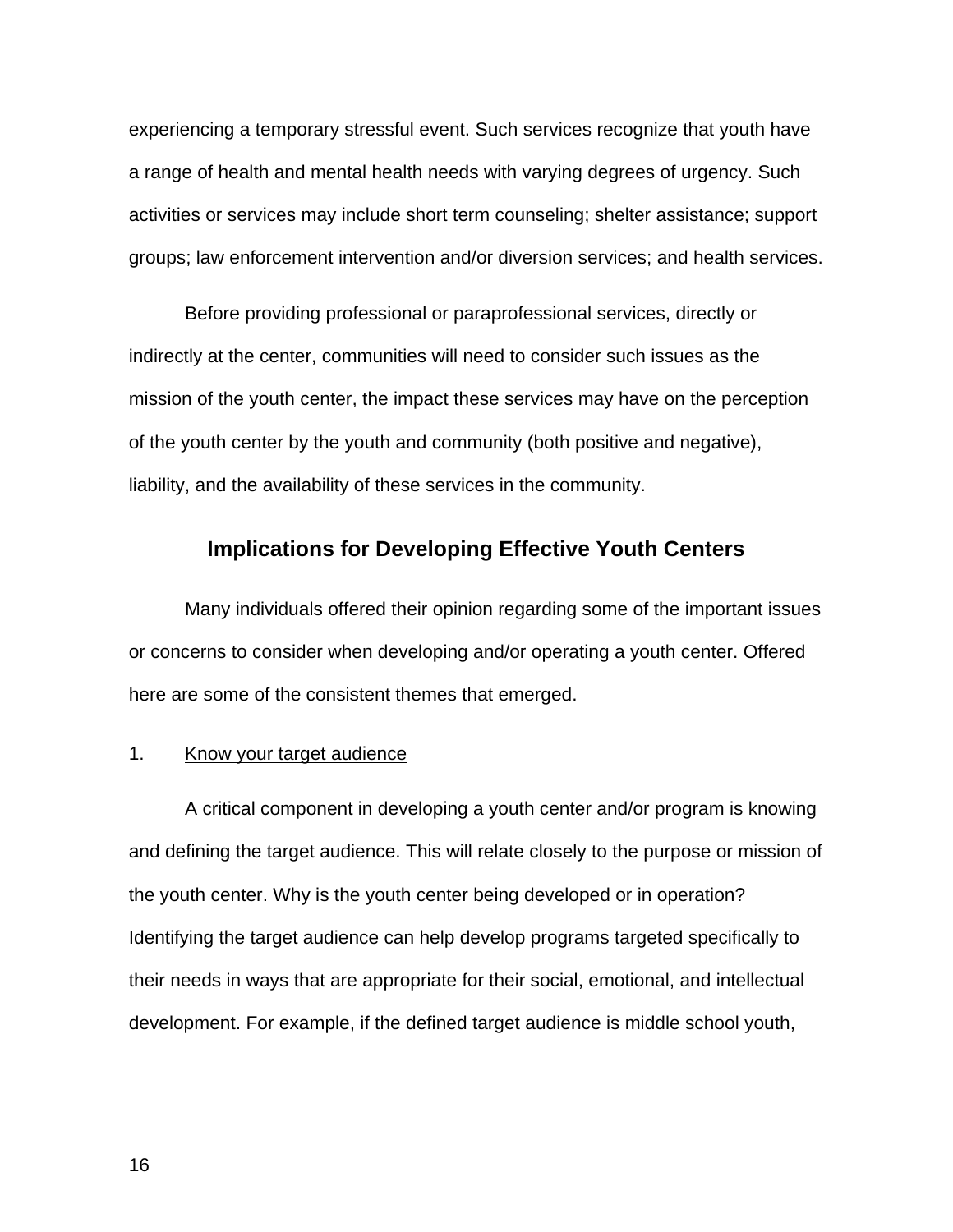experiencing a temporary stressful event. Such services recognize that youth have a range of health and mental health needs with varying degrees of urgency. Such activities or services may include short term counseling; shelter assistance; support groups; law enforcement intervention and/or diversion services; and health services.

Before providing professional or paraprofessional services, directly or indirectly at the center, communities will need to consider such issues as the mission of the youth center, the impact these services may have on the perception of the youth center by the youth and community (both positive and negative), liability, and the availability of these services in the community.

## Implications for Developing Effective Youth Centers

Many individuals offered their opinion regarding some of the important issues or concerns to consider when developing and/or operating a youth center. Offered here are some of the consistent themes that emerged.

1. <u>Know your target audience</u>

A critical component in developing a youth center and/or program is knowing and defining the target audience. This will relate closely to the purpose or mission of the youth center. Why is the youth center being developed or in operation? Identifying the target audience can help develop programs targeted specifically to their needs in ways that are appropriate for their social, emotional, and intellectual development. For example, if the defined target audience is middle school youth,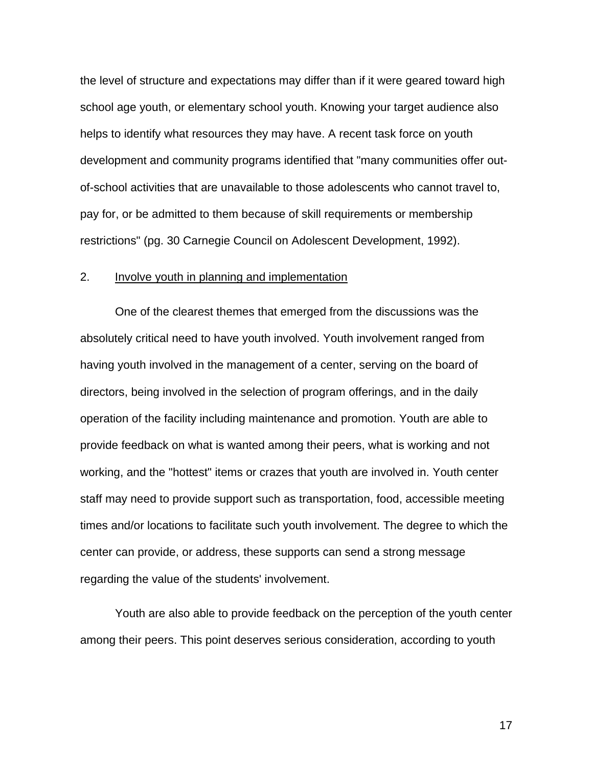the level of structure and expectations may differ than if it were geared toward high school age youth, or elementary school youth. Knowing your target audience also helps to identify what resources they may have. A recent task force on youth development and community programs identified that "many communities offer out-of-school activities that are unavailable to those adolescents who cannot travel to, pay for, or be admitted to them because of skill requirements or membership restrictions" (pg. 30 Carnegie Council on Adolescent Development, 1992).

2. <u>Involve youth in planning and implementation</u>

One of the clearest themes that emerged from the discussions was the absolutely critical need to have youth involved. Youth involvement ranged from having youth involved in the management of a center, serving on the board of directors, being involved in the selection of program offerings, and in the daily operation of the facility including maintenance and promotion. Youth are able to provide feedback on what is wanted among their peers, what is working and not working, and the "hottest" items or crazes that youth are involved in. Youth center staff may need to provide support such as transportation, food, accessible meeting times and/or locations to facilitate such youth involvement. The degree to which the center can provide, or address, these supports can send a strong message regarding the value of the students' involvement.

Youth are also able to provide feedback on the perception of the youth center among their peers. This point deserves serious consideration, according to youth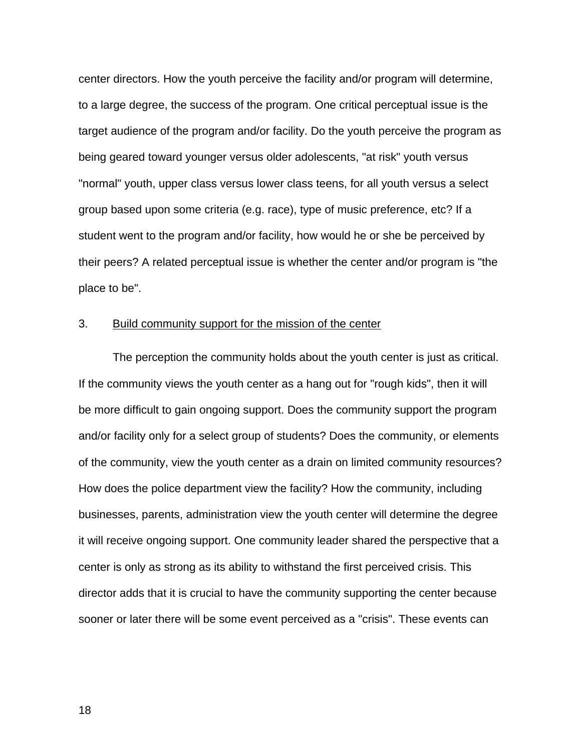center directors. How the youth perceive the facility and/or program will determine, to a large degree, the success of the program. One critical perceptual issue is the target audience of the program and/or facility. Do the youth perceive the program as being geared toward younger versus older adolescents, "at risk" youth versus "normal" youth, upper class versus lower class teens, for all youth versus a select group based upon some criteria (e.g. race), type of music preference, etc? If a student went to the program and/or facility, how would he or she be perceived by their peers? A related perceptual issue is whether the center and/or program is "the place to be".

3. <u>Build community support for the mission of the center</u>

The perception the community holds about the youth center is just as critical. If the community views the youth center as a hang out for "rough kids", then it will be more difficult to gain ongoing support. Does the community support the program and/or facility only for a select group of students? Does the community, or elements of the community, view the youth center as a drain on limited community resources? How does the police department view the facility? How the community, including businesses, parents, administration view the youth center will determine the degree it will receive ongoing support. One community leader shared the perspective that a center is only as strong as its ability to withstand the first perceived crisis. This director adds that it is crucial to have the community supporting the center because sooner or later there will be some event perceived as a "crisis". These events can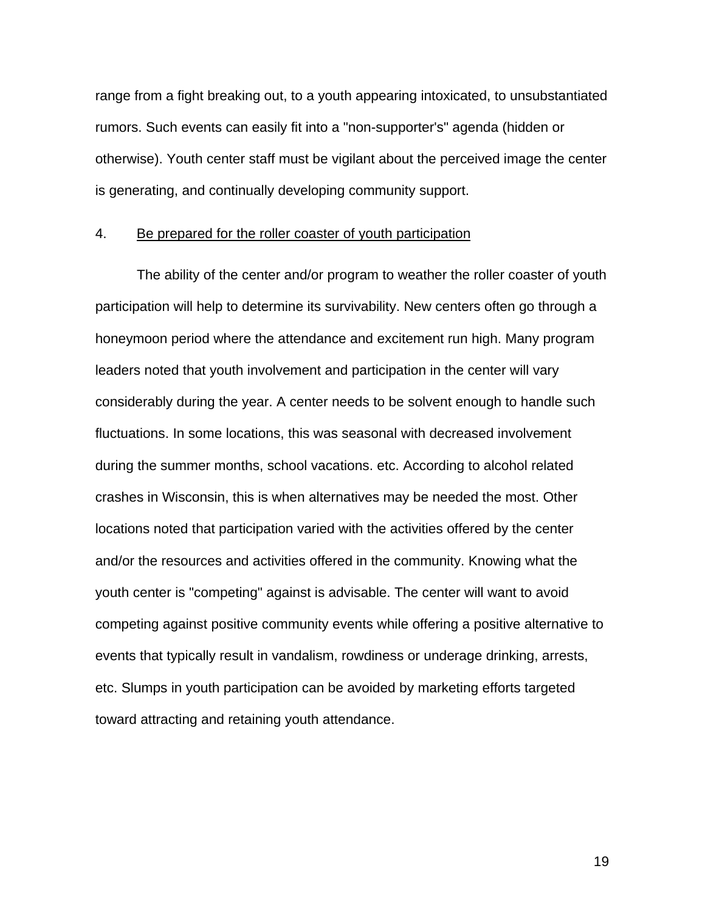range from a fight breaking out, to a youth appearing intoxicated, to unsubstantiated rumors. Such events can easily fit into a "non-supporter's" agenda (hidden or otherwise). Youth center staff must be vigilant about the perceived image the center is generating, and continually developing community support.

4. <u>Be prepared for the roller coaster of youth participation</u>

The ability of the center and/or program to weather the roller coaster of youth participation will help to determine its survivability. New centers often go through a honeymoon period where the attendance and excitement run high. Many program leaders noted that youth involvement and participation in the center will vary considerably during the year. A center needs to be solvent enough to handle such fluctuations. In some locations, this was seasonal with decreased involvement during the summer months, school vacations. etc. According to alcohol related crashes in Wisconsin, this is when alternatives may be needed the most. Other locations noted that participation varied with the activities offered by the center and/or the resources and activities offered in the community. Knowing what the youth center is "competing" against is advisable. The center will want to avoid competing against positive community events while offering a positive alternative to events that typically result in vandalism, rowdiness or underage drinking, arrests, etc. Slumps in youth participation can be avoided by marketing efforts targeted toward attracting and retaining youth attendance.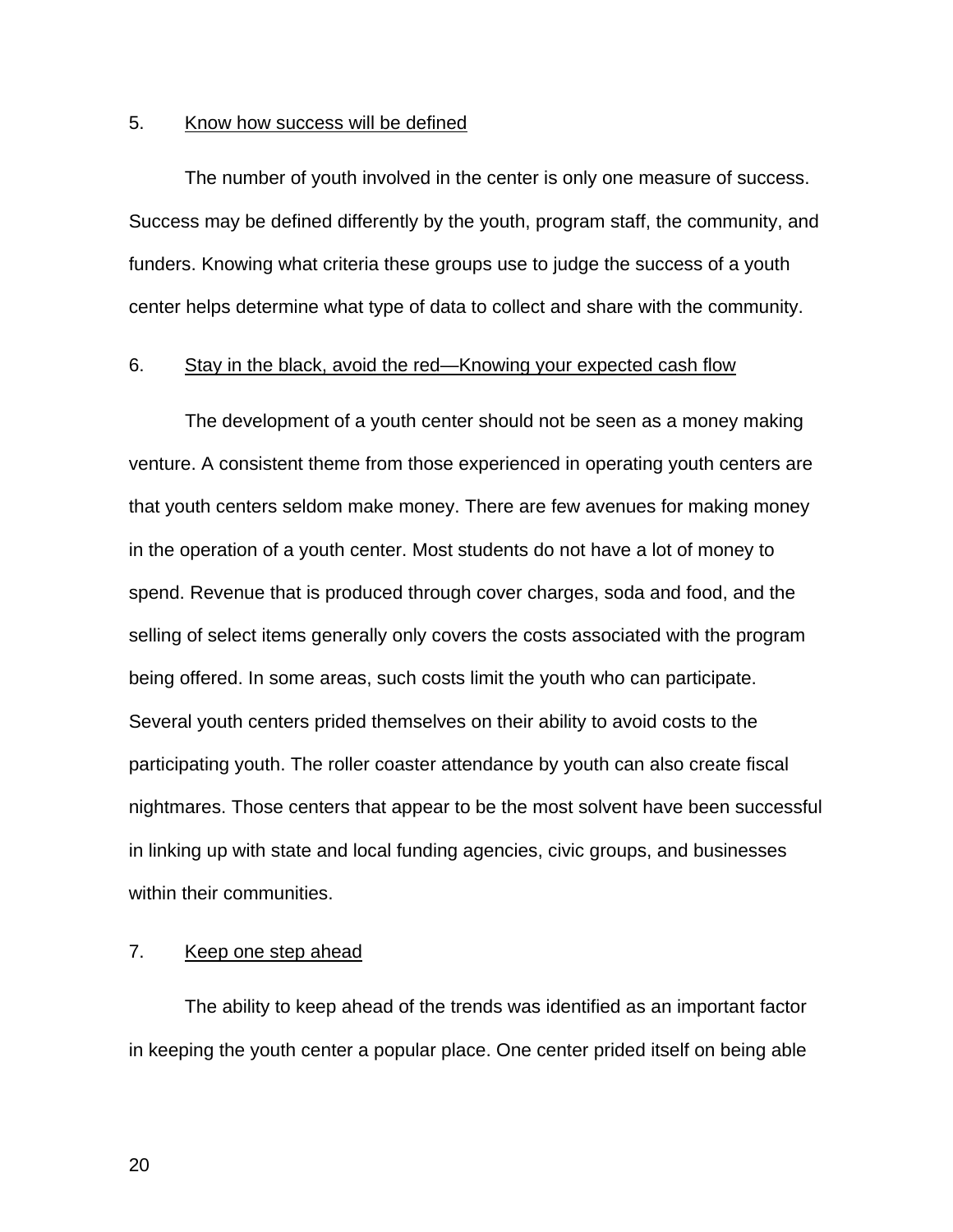5. Know how success will be defined

The number of youth involved in the center is only one measure of success. Success may be defined differently by the youth, program staff, the community, and funders. Knowing what criteria these groups use to judge the success of a youth center helps determine what type of data to collect and share with the community.

6. Stay in the black, avoid the red—Knowing your expected cash flow

The development of a youth center should not be seen as a money making venture. A consistent theme from those experienced in operating youth centers are that youth centers seldom make money. There are few avenues for making money in the operation of a youth center. Most students do not have a lot of money to spend. Revenue that is produced through cover charges, soda and food, and the selling of select items generally only covers the costs associated with the program being offered. In some areas, such costs limit the youth who can participate. Several youth centers prided themselves on their ability to avoid costs to the participating youth. The roller coaster attendance by youth can also create fiscal nightmares. Those centers that appear to be the most solvent have been successful in linking up with state and local funding agencies, civic groups, and businesses within their communities.

7. Keep one step ahead

The ability to keep ahead of the trends was identified as an important factor in keeping the youth center a popular place. One center prided itself on being able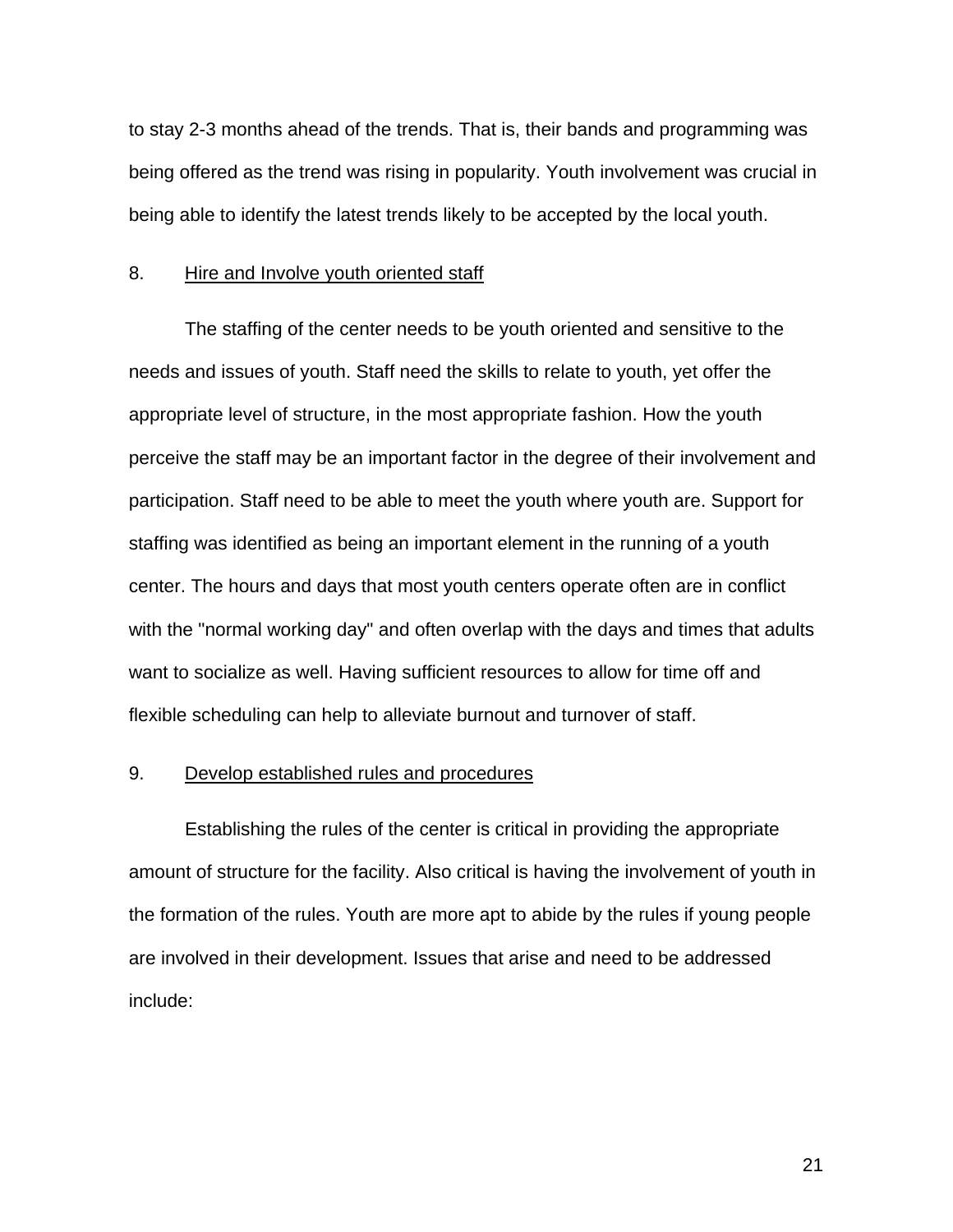to stay 2-3 months ahead of the trends. That is, their bands and programming was being offered as the trend was rising in popularity. Youth involvement was crucial in being able to identify the latest trends likely to be accepted by the local youth.

8. Hire and Involve youth oriented staff

The staffing of the center needs to be youth oriented and sensitive to the needs and issues of youth. Staff need the skills to relate to youth, yet offer the appropriate level of structure, in the most appropriate fashion. How the youth perceive the staff may be an important factor in the degree of their involvement and participation. Staff need to be able to meet the youth where youth are. Support for staffing was identified as being an important element in the running of a youth center. The hours and days that most youth centers operate often are in conflict with the "normal working day" and often overlap with the days and times that adults want to socialize as well. Having sufficient resources to allow for time off and flexible scheduling can help to alleviate burnout and turnover of staff.

9. Develop established rules and procedures

Establishing the rules of the center is critical in providing the appropriate amount of structure for the facility. Also critical is having the involvement of youth in the formation of the rules. Youth are more apt to abide by the rules if young people are involved in their development. Issues that arise and need to be addressed include: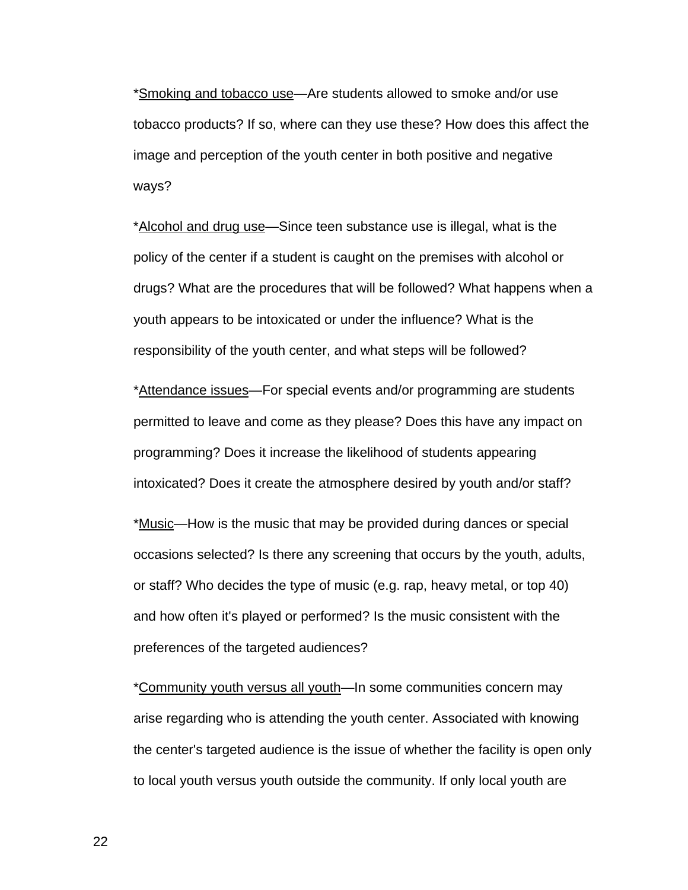*Smoking and tobacco use—Are students allowed to smoke and/or use tobacco products? If so, where can they use these? How does this affect the image and perception of the youth center in both positive and negative ways?

*Alcohol and drug use—Since teen substance use is illegal, what is the policy of the center if a student is caught on the premises with alcohol or drugs? What are the procedures that will be followed? What happens when a youth appears to be intoxicated or under the influence? What is the responsibility of the youth center, and what steps will be followed?

*Attendance issues—For special events and/or programming are students permitted to leave and come as they please? Does this have any impact on programming? Does it increase the likelihood of students appearing intoxicated? Does it create the atmosphere desired by youth and/or staff?

*Music—How is the music that may be provided during dances or special occasions selected? Is there any screening that occurs by the youth, adults, or staff? Who decides the type of music (e.g. rap, heavy metal, or top 40) and how often it's played or performed? Is the music consistent with the preferences of the targeted audiences?

*Community youth versus all youth—In some communities concern may arise regarding who is attending the youth center. Associated with knowing the center's targeted audience is the issue of whether the facility is open only to local youth versus youth outside the community. If only local youth are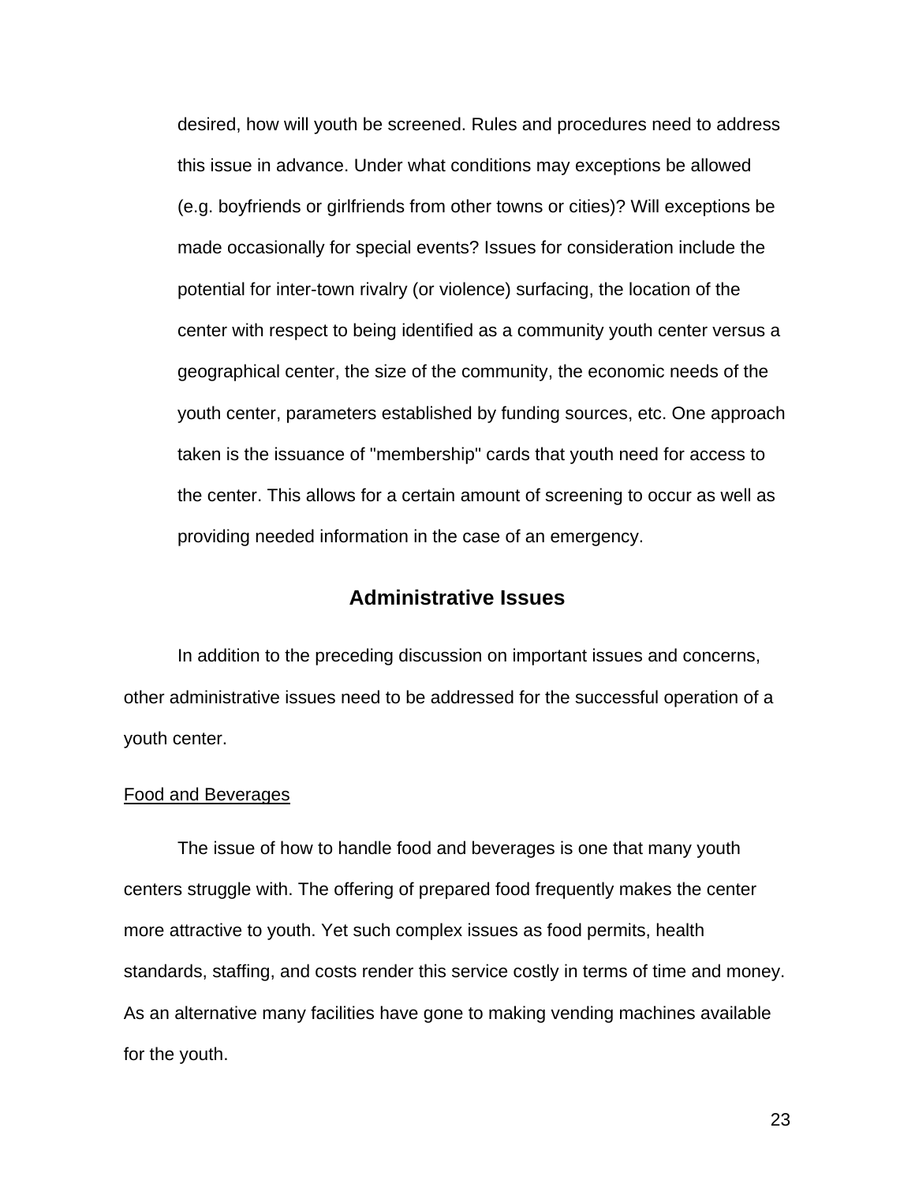desired, how will youth be screened. Rules and procedures need to address this issue in advance. Under what conditions may exceptions be allowed (e.g. boyfriends or girlfriends from other towns or cities)? Will exceptions be made occasionally for special events? Issues for consideration include the potential for inter-town rivalry (or violence) surfacing, the location of the center with respect to being identified as a community youth center versus a geographical center, the size of the community, the economic needs of the youth center, parameters established by funding sources, etc. One approach taken is the issuance of "membership" cards that youth need for access to the center. This allows for a certain amount of screening to occur as well as providing needed information in the case of an emergency.

## Administrative Issues

In addition to the preceding discussion on important issues and concerns, other administrative issues need to be addressed for the successful operation of a youth center.

### Food and Beverages

The issue of how to handle food and beverages is one that many youth centers struggle with. The offering of prepared food frequently makes the center more attractive to youth. Yet such complex issues as food permits, health standards, staffing, and costs render this service costly in terms of time and money. As an alternative many facilities have gone to making vending machines available for the youth.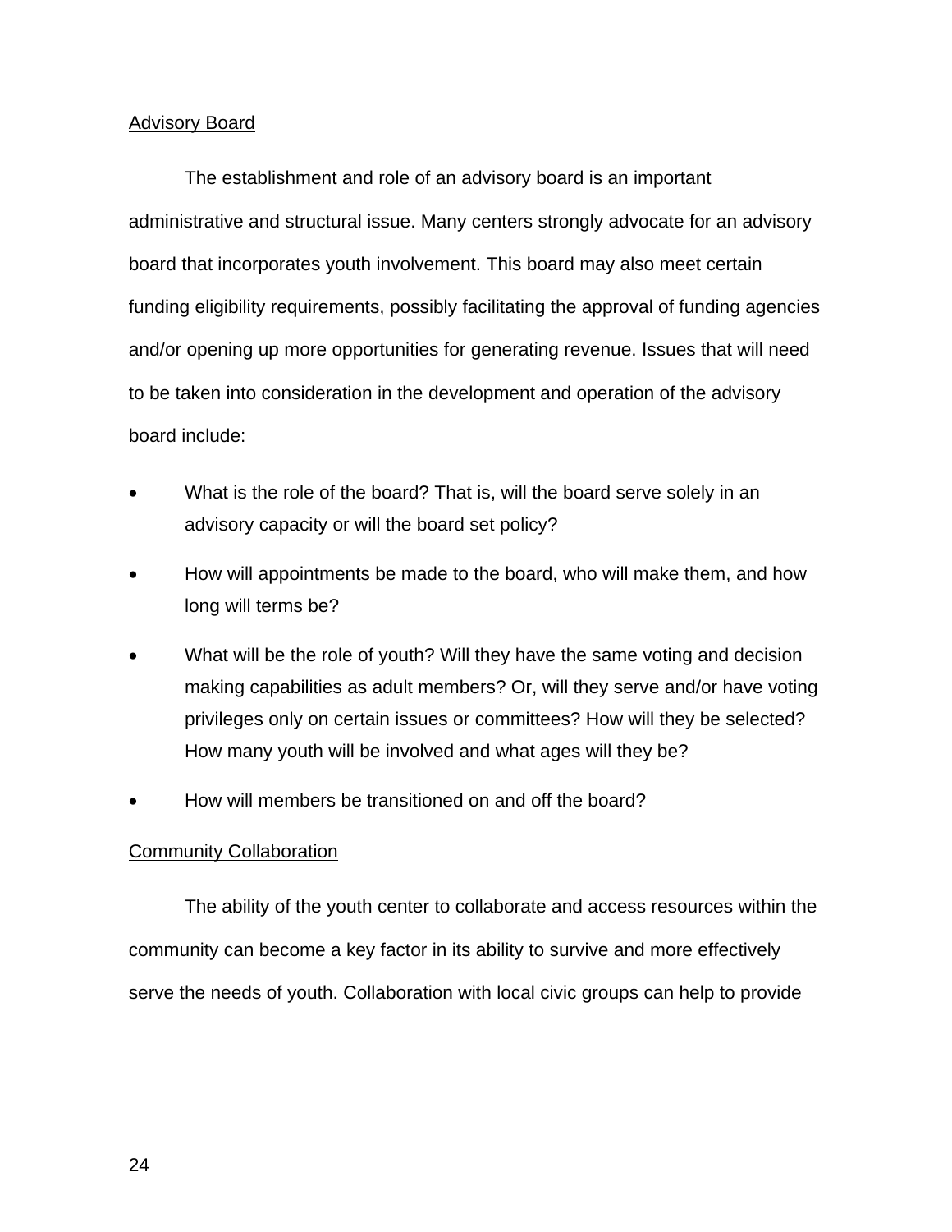## Advisory Board

The establishment and role of an advisory board is an important administrative and structural issue. Many centers strongly advocate for an advisory board that incorporates youth involvement. This board may also meet certain funding eligibility requirements, possibly facilitating the approval of funding agencies and/or opening up more opportunities for generating revenue. Issues that will need to be taken into consideration in the development and operation of the advisory board include:

- What is the role of the board? That is, will the board serve solely in an advisory capacity or will the board set policy?
- How will appointments be made to the board, who will make them, and how long will terms be?
- What will be the role of youth? Will they have the same voting and decision making capabilities as adult members? Or, will they serve and/or have voting privileges only on certain issues or committees? How will they be selected? How many youth will be involved and what ages will they be?
- How will members be transitioned on and off the board?

## Community Collaboration

The ability of the youth center to collaborate and access resources within the community can become a key factor in its ability to survive and more effectively serve the needs of youth. Collaboration with local civic groups can help to provide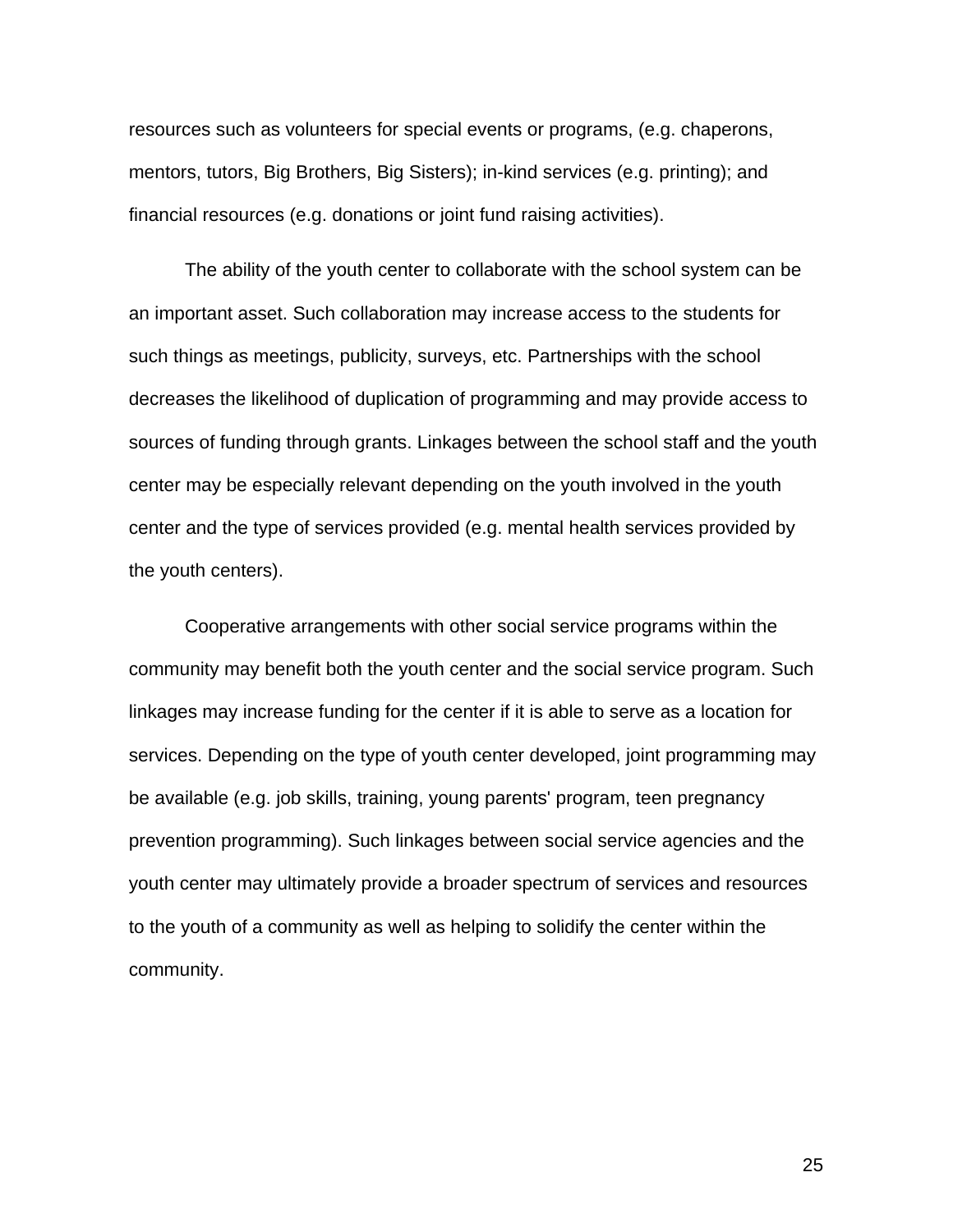resources such as volunteers for special events or programs, (e.g. chaperons, mentors, tutors, Big Brothers, Big Sisters); in-kind services (e.g. printing); and financial resources (e.g. donations or joint fund raising activities).

The ability of the youth center to collaborate with the school system can be an important asset. Such collaboration may increase access to the students for such things as meetings, publicity, surveys, etc. Partnerships with the school decreases the likelihood of duplication of programming and may provide access to sources of funding through grants. Linkages between the school staff and the youth center may be especially relevant depending on the youth involved in the youth center and the type of services provided (e.g. mental health services provided by the youth centers).

Cooperative arrangements with other social service programs within the community may benefit both the youth center and the social service program. Such linkages may increase funding for the center if it is able to serve as a location for services. Depending on the type of youth center developed, joint programming may be available (e.g. job skills, training, young parents' program, teen pregnancy prevention programming). Such linkages between social service agencies and the youth center may ultimately provide a broader spectrum of services and resources to the youth of a community as well as helping to solidify the center within the community.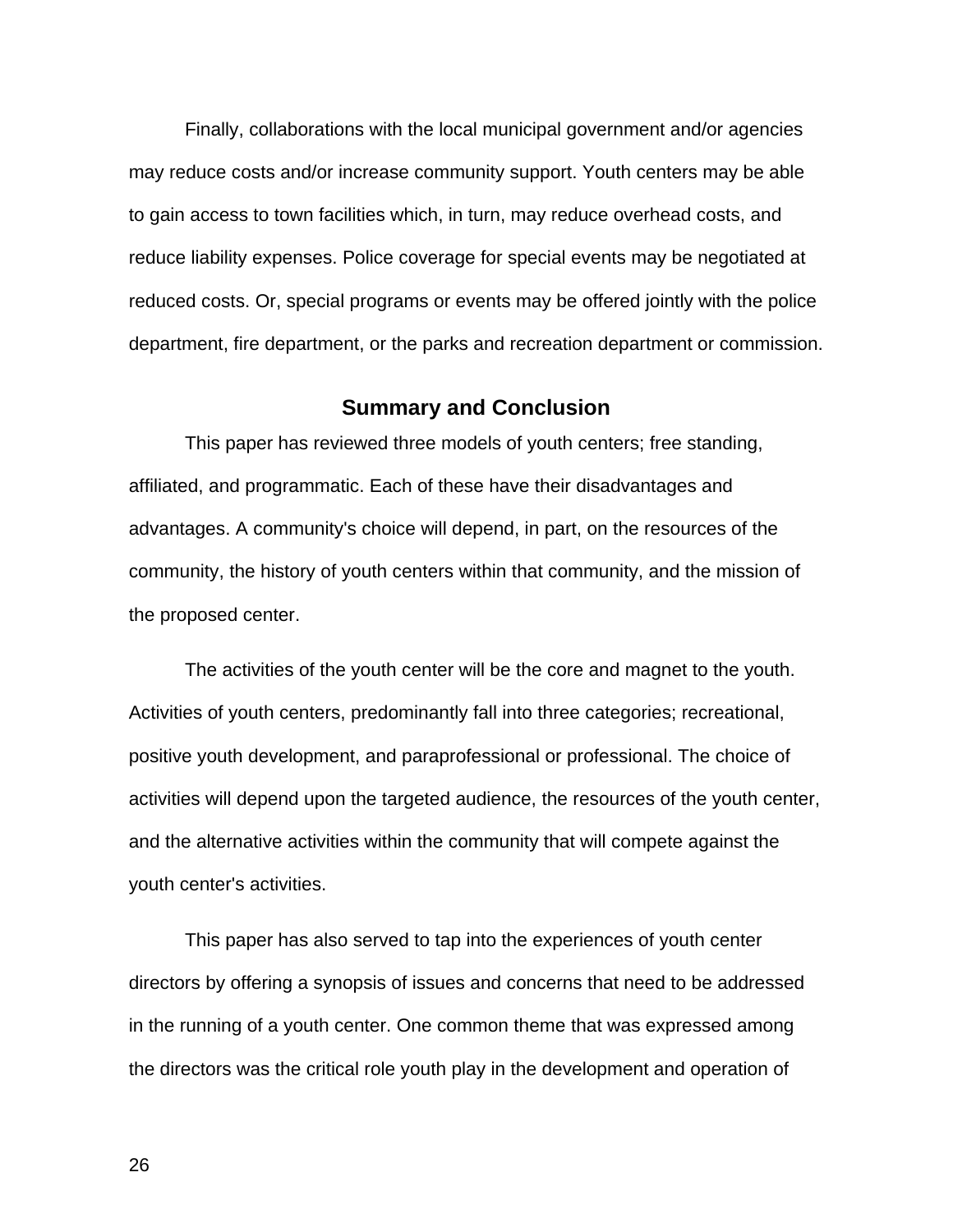Finally, collaborations with the local municipal government and/or agencies may reduce costs and/or increase community support. Youth centers may be able to gain access to town facilities which, in turn, may reduce overhead costs, and reduce liability expenses. Police coverage for special events may be negotiated at reduced costs. Or, special programs or events may be offered jointly with the police department, fire department, or the parks and recreation department or commission.

## Summary and Conclusion

This paper has reviewed three models of youth centers; free standing, affiliated, and programmatic. Each of these have their disadvantages and advantages. A community's choice will depend, in part, on the resources of the community, the history of youth centers within that community, and the mission of the proposed center.

The activities of the youth center will be the core and magnet to the youth. Activities of youth centers, predominantly fall into three categories; recreational, positive youth development, and paraprofessional or professional. The choice of activities will depend upon the targeted audience, the resources of the youth center, and the alternative activities within the community that will compete against the youth center's activities.

This paper has also served to tap into the experiences of youth center directors by offering a synopsis of issues and concerns that need to be addressed in the running of a youth center. One common theme that was expressed among the directors was the critical role youth play in the development and operation of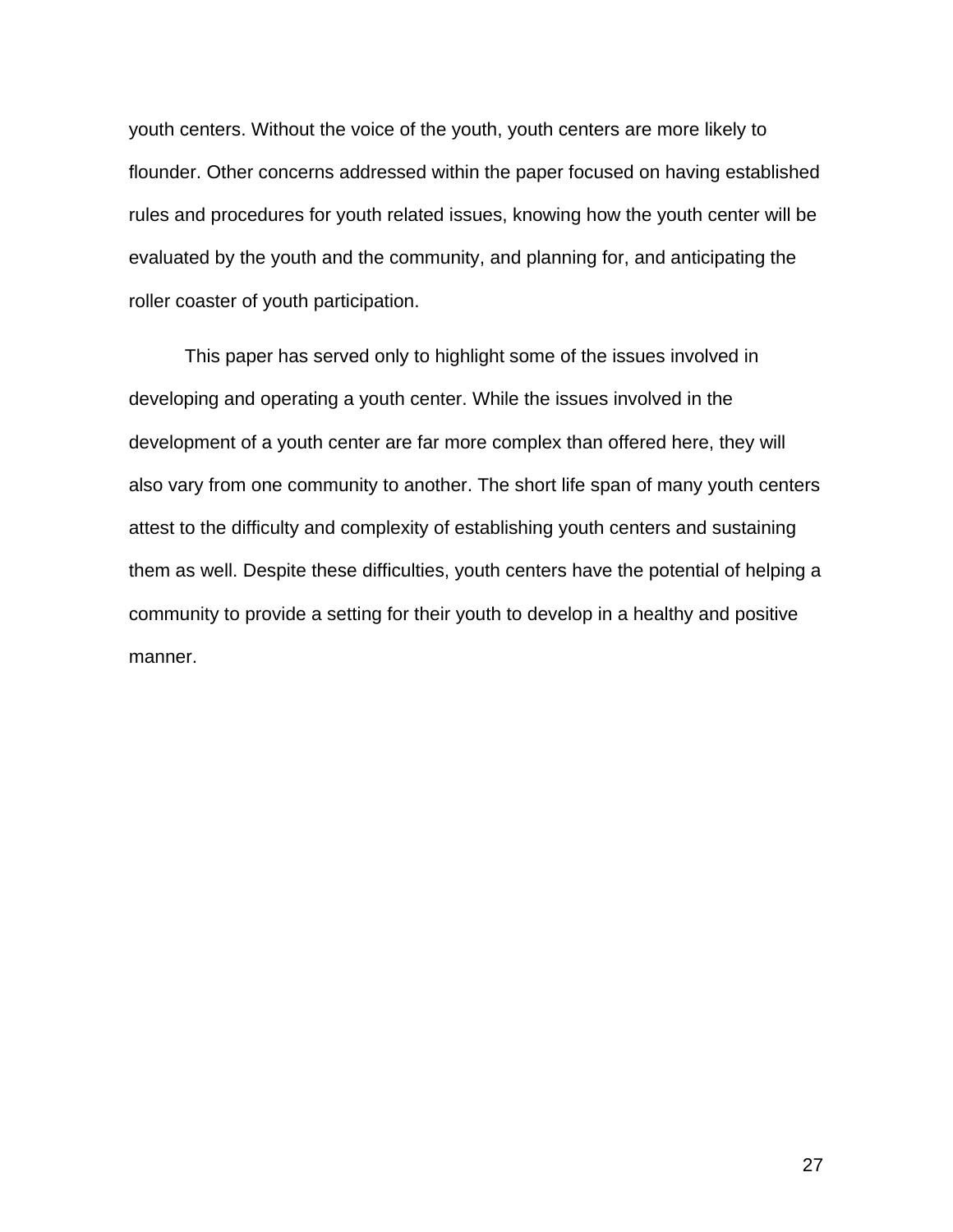youth centers. Without the voice of the youth, youth centers are more likely to flounder. Other concerns addressed within the paper focused on having established rules and procedures for youth related issues, knowing how the youth center will be evaluated by the youth and the community, and planning for, and anticipating the roller coaster of youth participation.

This paper has served only to highlight some of the issues involved in developing and operating a youth center. While the issues involved in the development of a youth center are far more complex than offered here, they will also vary from one community to another. The short life span of many youth centers attest to the difficulty and complexity of establishing youth centers and sustaining them as well. Despite these difficulties, youth centers have the potential of helping a community to provide a setting for their youth to develop in a healthy and positive manner.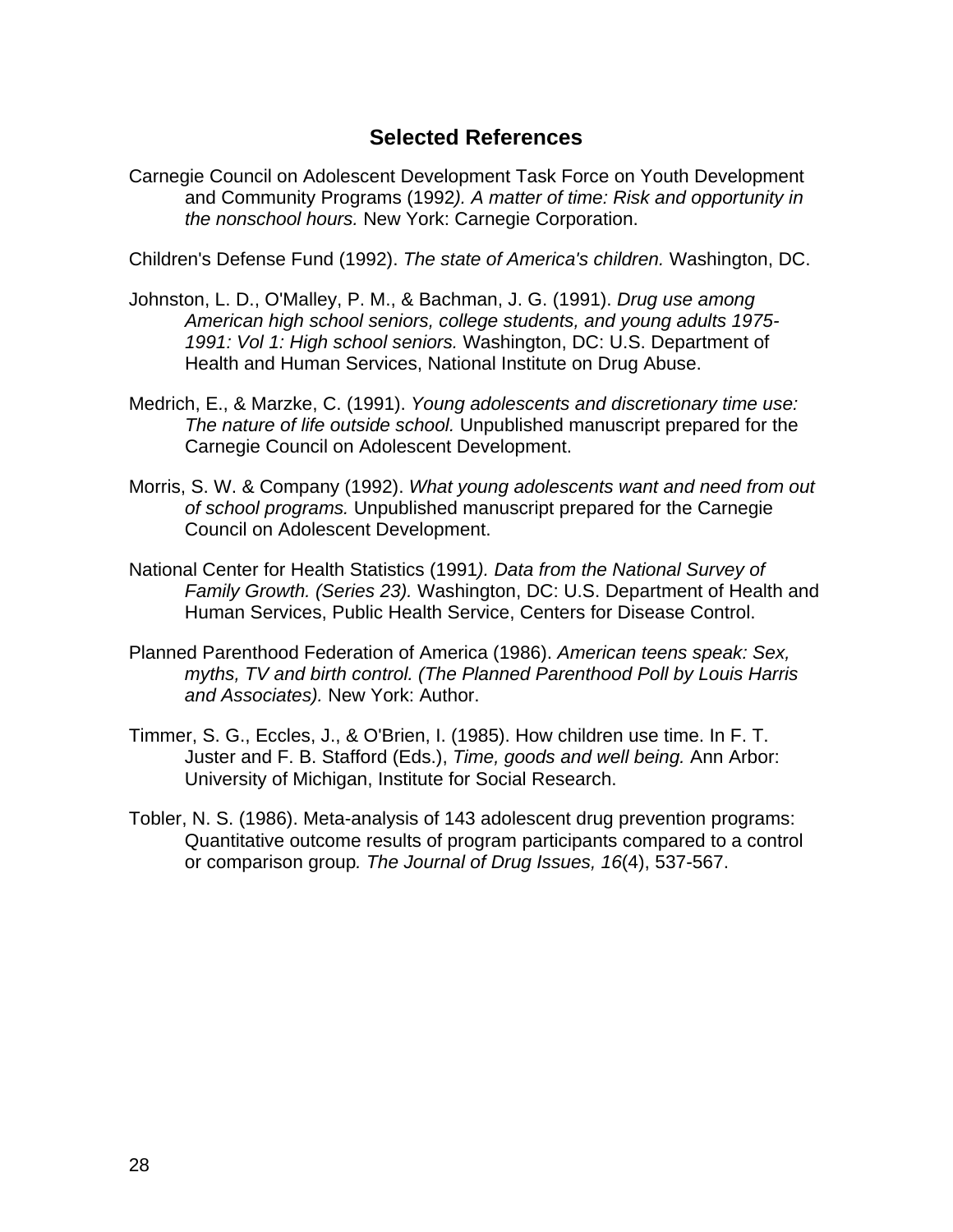## Selected References

Carnegie Council on Adolescent Development Task Force on Youth Development and Community Programs (1992). *A matter of time: Risk and opportunity in the nonschool hours.* New York: Carnegie Corporation.

Children's Defense Fund (1992). *The state of America's children.* Washington, DC.

Johnston, L. D., O'Malley, P. M., & Bachman, J. G. (1991). *Drug use among American high school seniors, college students, and young adults 1975-1991: Vol 1: High school seniors.* Washington, DC: U.S. Department of Health and Human Services, National Institute on Drug Abuse.

Medrich, E., & Marzke, C. (1991). *Young adolescents and discretionary time use: The nature of life outside school.* Unpublished manuscript prepared for the Carnegie Council on Adolescent Development.

Morris, S. W. & Company (1992). *What young adolescents want and need from out of school programs.* Unpublished manuscript prepared for the Carnegie Council on Adolescent Development.

National Center for Health Statistics (1991). *Data from the National Survey of Family Growth. (Series 23).* Washington, DC: U.S. Department of Health and Human Services, Public Health Service, Centers for Disease Control.

Planned Parenthood Federation of America (1986). *American teens speak: Sex, myths, TV and birth control. (The Planned Parenthood Poll by Louis Harris and Associates).* New York: Author.

Timmer, S. G., Eccles, J., & O'Brien, I. (1985). How children use time. In F. T. Juster and F. B. Stafford (Eds.), *Time, goods and well being.* Ann Arbor: University of Michigan, Institute for Social Research.

Tobler, N. S. (1986). Meta-analysis of 143 adolescent drug prevention programs: Quantitative outcome results of program participants compared to a control or comparison group. *The Journal of Drug Issues, 16*(4), 537-567.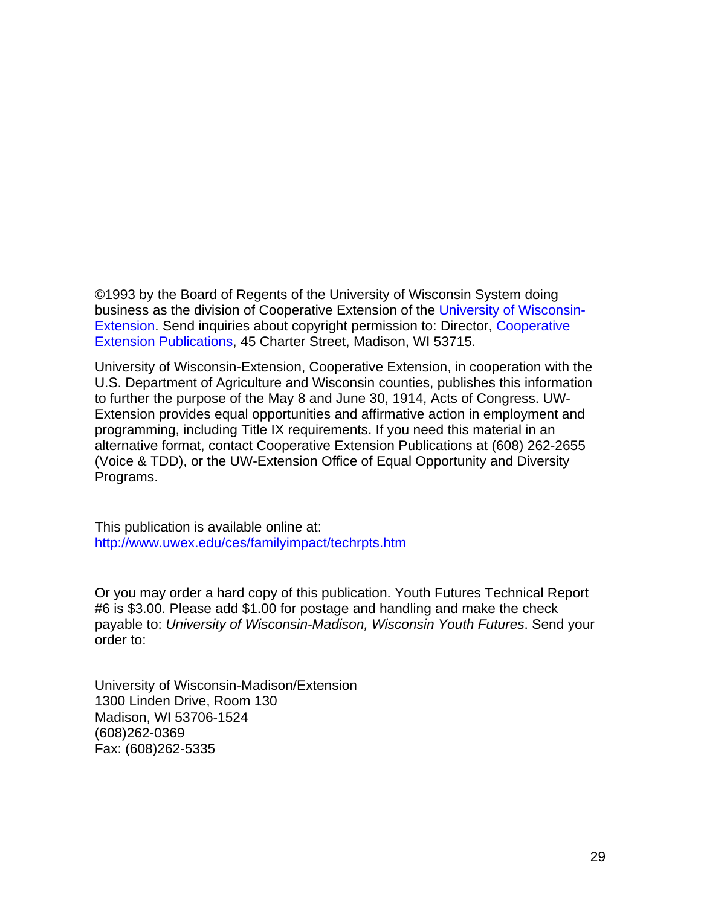©1993 by the Board of Regents of the University of Wisconsin System doing business as the division of Cooperative Extension of the University of Wisconsin-Extension. Send inquiries about copyright permission to: Director, Cooperative Extension Publications, 45 Charter Street, Madison, WI 53715.

University of Wisconsin-Extension, Cooperative Extension, in cooperation with the U.S. Department of Agriculture and Wisconsin counties, publishes this information to further the purpose of the May 8 and June 30, 1914, Acts of Congress. UW-Extension provides equal opportunities and affirmative action in employment and programming, including Title IX requirements. If you need this material in an alternative format, contact Cooperative Extension Publications at (608) 262-2655 (Voice & TDD), or the UW-Extension Office of Equal Opportunity and Diversity Programs.

This publication is available online at:
http://www.uwex.edu/ces/familyimpact/techrpts.htm

Or you may order a hard copy of this publication. Youth Futures Technical Report #6 is $3.00. Please add $1.00 for postage and handling and make the check payable to: *University of Wisconsin-Madison, Wisconsin Youth Futures*. Send your order to:

University of Wisconsin-Madison/Extension
1300 Linden Drive, Room 130
Madison, WI 53706-1524
(608)262-0369
Fax: (608)262-5335